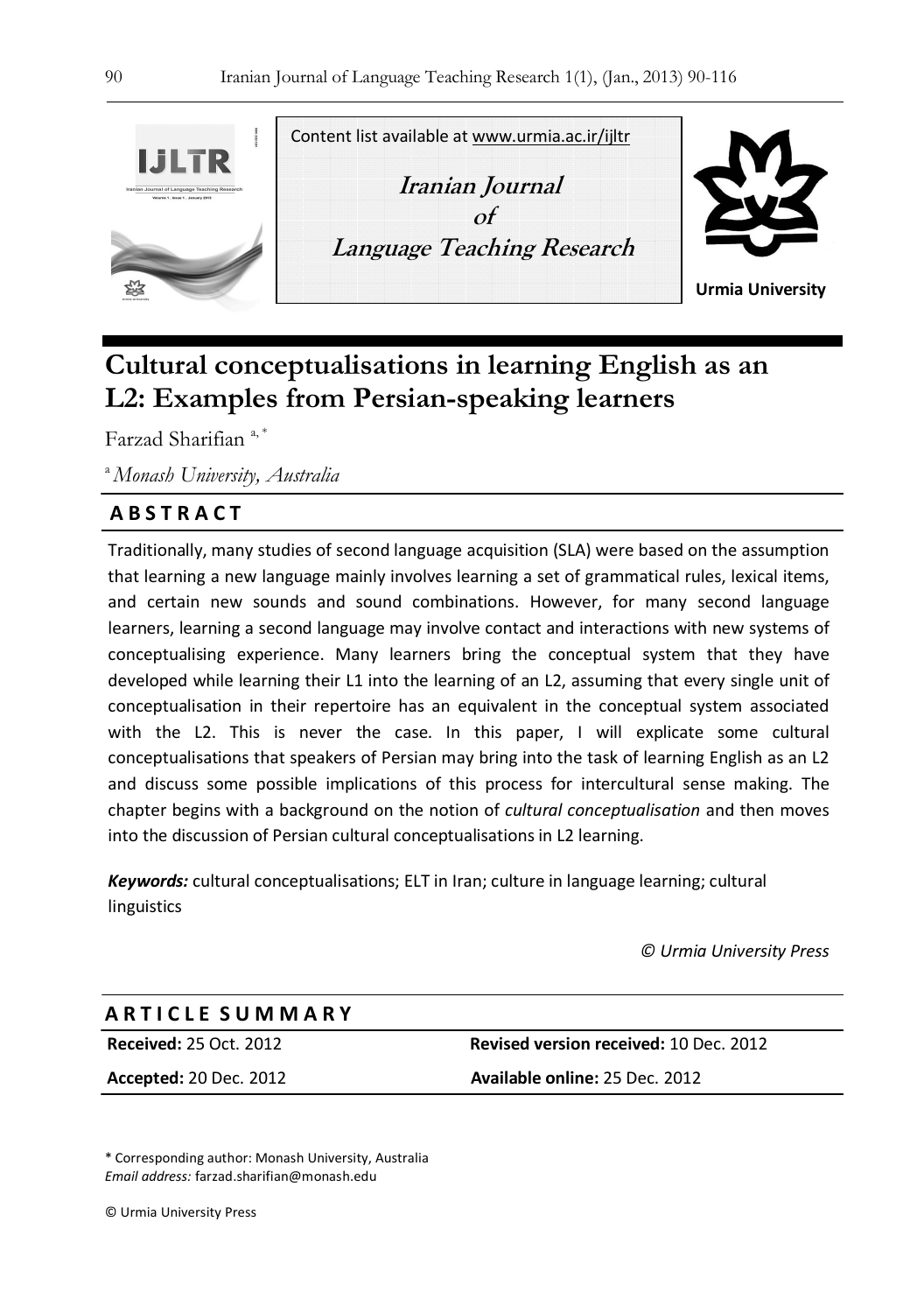Content list available at www.urmia.ac.ir/ijltr

**Iranian Journal of Language Teaching Research**

**Urmia University**

# Cultural conceptualisations in learning English as an L2: Examples from Persian-speaking learners

Farzad Sharifian [a, *]

[a] *Monash University, Australia*

## ABSTRACT

Traditionally, many studies of second language acquisition (SLA) were based on the assumption that learning a new language mainly involves learning a set of grammatical rules, lexical items, and certain new sounds and sound combinations. However, for many second language learners, learning a second language may involve contact and interactions with new systems of conceptualising experience. Many learners bring the conceptual system that they have developed while learning their L1 into the learning of an L2, assuming that every single unit of conceptualisation in their repertoire has an equivalent in the conceptual system associated with the L2. This is never the case. In this paper, I will explicate some cultural conceptualisations that speakers of Persian may bring into the task of learning English as an L2 and discuss some possible implications of this process for intercultural sense making. The chapter begins with a background on the notion of *cultural conceptualisation* and then moves into the discussion of Persian cultural conceptualisations in L2 learning.

***Keywords:*** cultural conceptualisations; ELT in Iran; culture in language learning; cultural linguistics

*© Urmia University Press*

## ARTICLE SUMMARY

| | |
|---|---|
| **Received:** 25 Oct. 2012 | **Revised version received:** 10 Dec. 2012 |
| **Accepted:** 20 Dec. 2012 | **Available online:** 25 Dec. 2012 |

\* Corresponding author: Monash University, Australia
*Email address:* farzad.sharifian@monash.edu

© Urmia University Press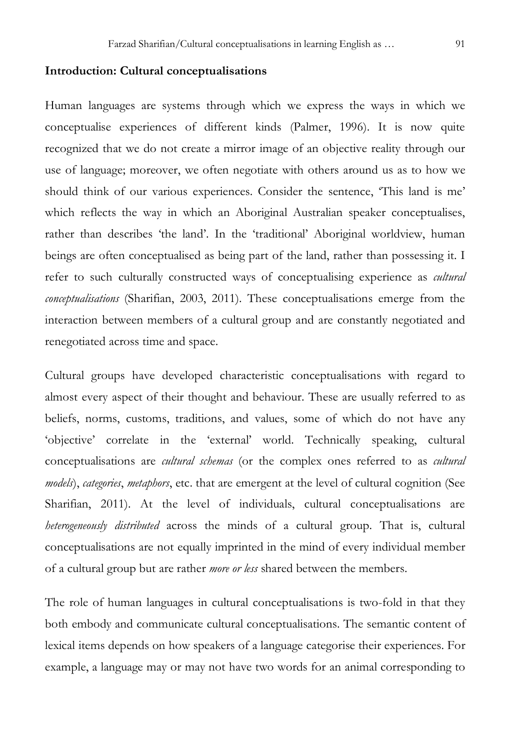### Introduction: Cultural conceptualisations

Human languages are systems through which we express the ways in which we conceptualise experiences of different kinds (Palmer, 1996). It is now quite recognized that we do not create a mirror image of an objective reality through our use of language; moreover, we often negotiate with others around us as to how we should think of our various experiences. Consider the sentence, 'This land is me' which reflects the way in which an Aboriginal Australian speaker conceptualises, rather than describes 'the land'. In the 'traditional' Aboriginal worldview, human beings are often conceptualised as being part of the land, rather than possessing it. I refer to such culturally constructed ways of conceptualising experience as *cultural conceptualisations* (Sharifian, 2003, 2011). These conceptualisations emerge from the interaction between members of a cultural group and are constantly negotiated and renegotiated across time and space.

Cultural groups have developed characteristic conceptualisations with regard to almost every aspect of their thought and behaviour. These are usually referred to as beliefs, norms, customs, traditions, and values, some of which do not have any 'objective' correlate in the 'external' world. Technically speaking, cultural conceptualisations are *cultural schemas* (or the complex ones referred to as *cultural models*), *categories*, *metaphors*, etc. that are emergent at the level of cultural cognition (See Sharifian, 2011). At the level of individuals, cultural conceptualisations are *heterogeneously distributed* across the minds of a cultural group. That is, cultural conceptualisations are not equally imprinted in the mind of every individual member of a cultural group but are rather *more or less* shared between the members.

The role of human languages in cultural conceptualisations is two-fold in that they both embody and communicate cultural conceptualisations. The semantic content of lexical items depends on how speakers of a language categorise their experiences. For example, a language may or may not have two words for an animal corresponding to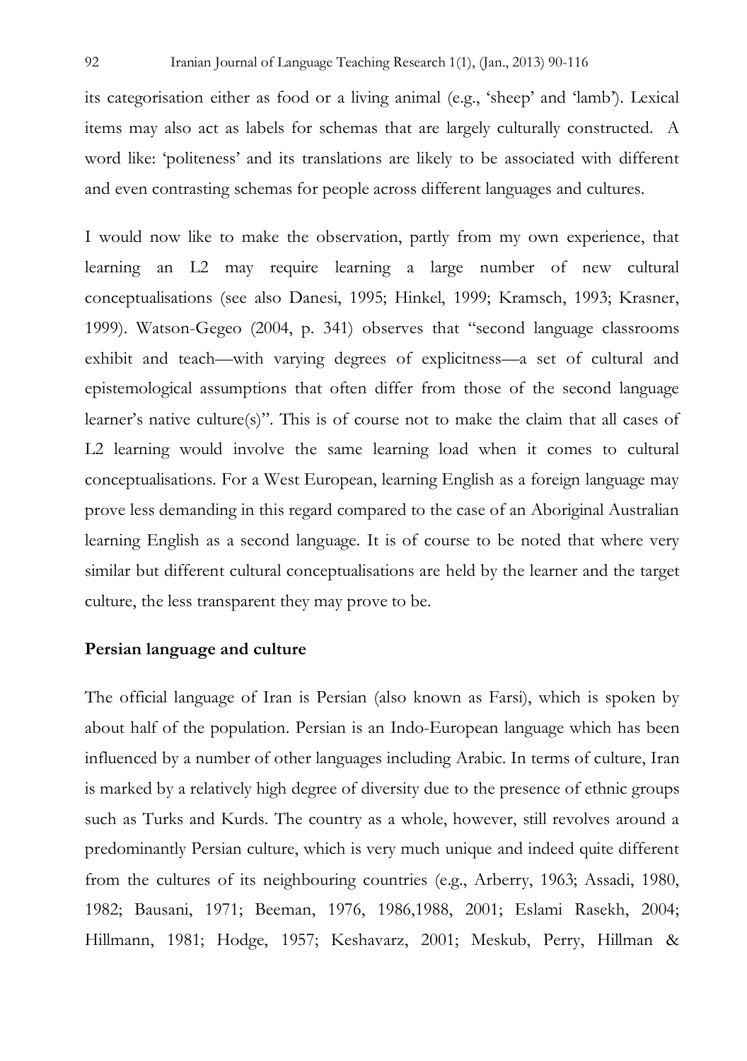its categorisation either as food or a living animal (e.g., 'sheep' and 'lamb'). Lexical items may also act as labels for schemas that are largely culturally constructed. A word like: 'politeness' and its translations are likely to be associated with different and even contrasting schemas for people across different languages and cultures.

I would now like to make the observation, partly from my own experience, that learning an L2 may require learning a large number of new cultural conceptualisations (see also Danesi, 1995; Hinkel, 1999; Kramsch, 1993; Krasner, 1999). Watson-Gegeo (2004, p. 341) observes that "second language classrooms exhibit and teach—with varying degrees of explicitness—a set of cultural and epistemological assumptions that often differ from those of the second language learner's native culture(s)". This is of course not to make the claim that all cases of L2 learning would involve the same learning load when it comes to cultural conceptualisations. For a West European, learning English as a foreign language may prove less demanding in this regard compared to the case of an Aboriginal Australian learning English as a second language. It is of course to be noted that where very similar but different cultural conceptualisations are held by the learner and the target culture, the less transparent they may prove to be.

## Persian language and culture

The official language of Iran is Persian (also known as Farsi), which is spoken by about half of the population. Persian is an Indo-European language which has been influenced by a number of other languages including Arabic. In terms of culture, Iran is marked by a relatively high degree of diversity due to the presence of ethnic groups such as Turks and Kurds. The country as a whole, however, still revolves around a predominantly Persian culture, which is very much unique and indeed quite different from the cultures of its neighbouring countries (e.g., Arberry, 1963; Assadi, 1980, 1982; Bausani, 1971; Beeman, 1976, 1986,1988, 2001; Eslami Rasekh, 2004; Hillmann, 1981; Hodge, 1957; Keshavarz, 2001; Meskub, Perry, Hillman &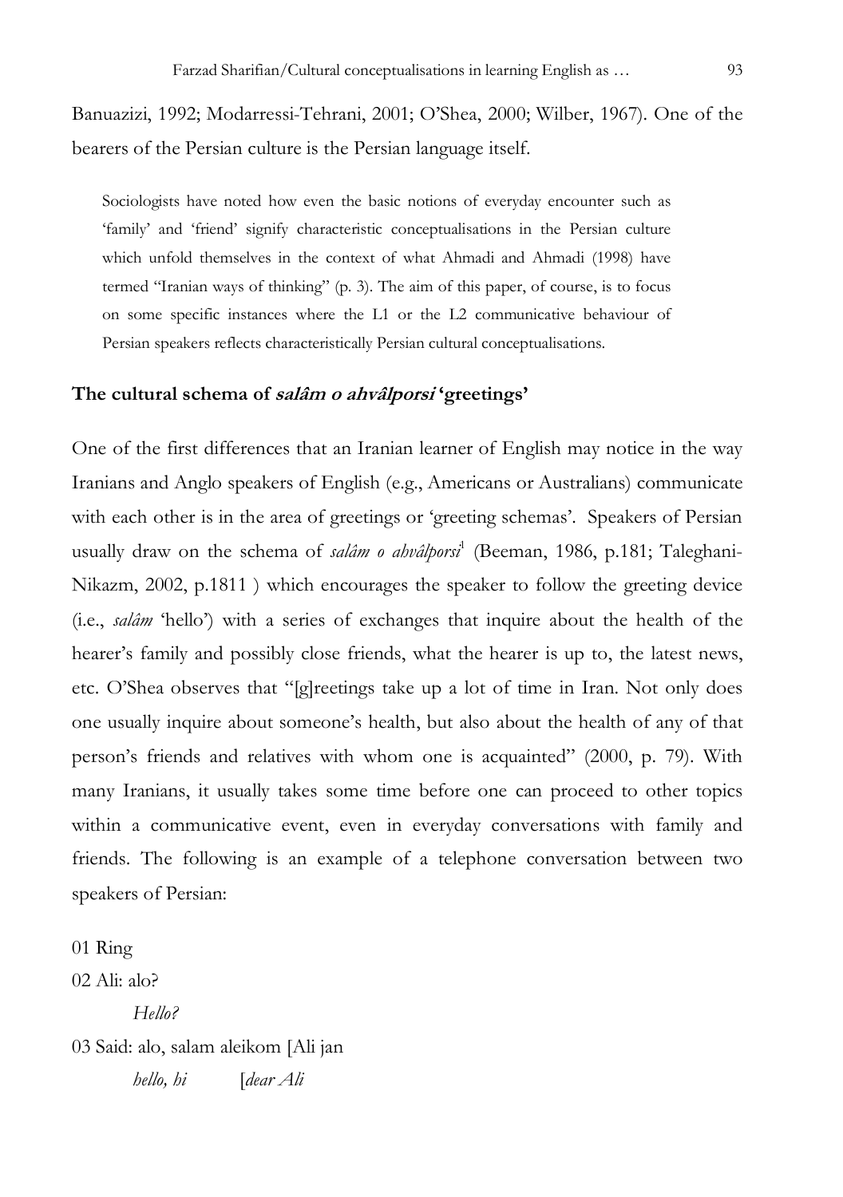Banuazizi, 1992; Modarressi-Tehrani, 2001; O'Shea, 2000; Wilber, 1967). One of the bearers of the Persian culture is the Persian language itself.

> Sociologists have noted how even the basic notions of everyday encounter such as 'family' and 'friend' signify characteristic conceptualisations in the Persian culture which unfold themselves in the context of what Ahmadi and Ahmadi (1998) have termed "Iranian ways of thinking" (p. 3). The aim of this paper, of course, is to focus on some specific instances where the L1 or the L2 communicative behaviour of Persian speakers reflects characteristically Persian cultural conceptualisations.

## The cultural schema of *salâm o ahvâlporsi* 'greetings'

One of the first differences that an Iranian learner of English may notice in the way Iranians and Anglo speakers of English (e.g., Americans or Australians) communicate with each other is in the area of greetings or 'greeting schemas'. Speakers of Persian usually draw on the schema of *salâm o ahvâlporsi*[1] (Beeman, 1986, p.181; Taleghani-Nikazm, 2002, p.1811 ) which encourages the speaker to follow the greeting device (i.e., *salâm* 'hello') with a series of exchanges that inquire about the health of the hearer's family and possibly close friends, what the hearer is up to, the latest news, etc. O'Shea observes that "[g]reetings take up a lot of time in Iran. Not only does one usually inquire about someone's health, but also about the health of any of that person's friends and relatives with whom one is acquainted" (2000, p. 79). With many Iranians, it usually takes some time before one can proceed to other topics within a communicative event, even in everyday conversations with family and friends. The following is an example of a telephone conversation between two speakers of Persian:

01 Ring

02 Ali: alo?

*Hello?*

03 Said: alo, salam aleikom [Ali jan

*hello, hi* [*dear Ali*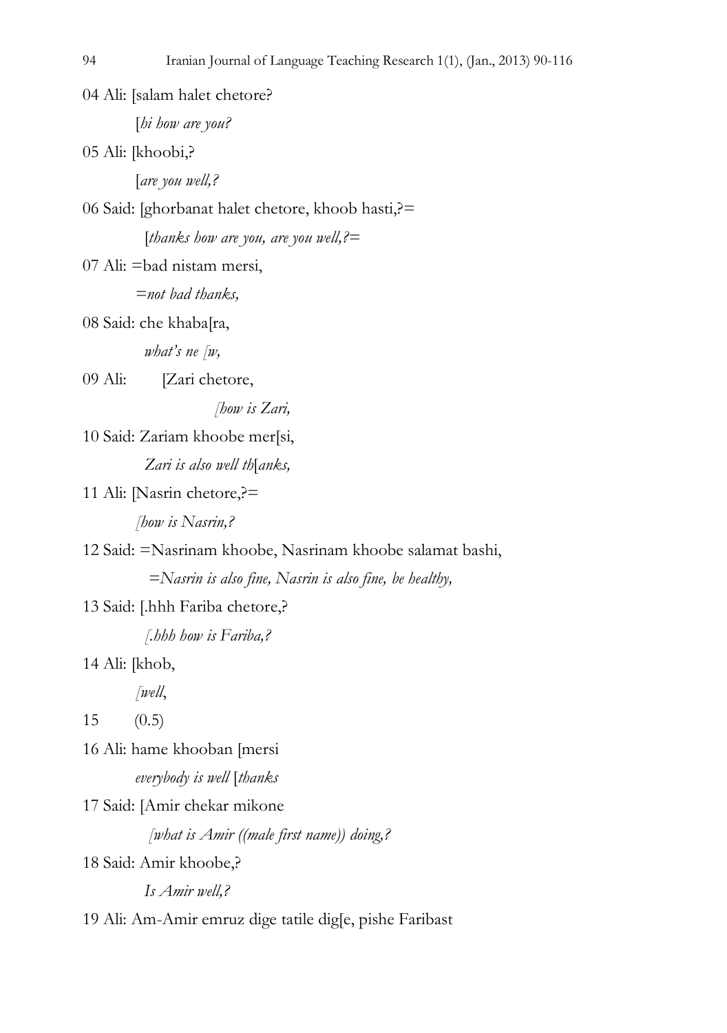04 Ali: [salam halet chetore?

[*hi how are you?*

05 Ali: [khoobi,?

[*are you well,?*

06 Said: [ghorbanat halet chetore, khoob hasti,?=

[*thanks how are you, are you well,?=*

07 Ali: =bad nistam mersi,

*=not bad thanks,*

08 Said: che khaba[ra,

*what's ne [w,*

09 Ali: [Zari chetore,

*[how is Zari,*

10 Said: Zariam khoobe mer[si,

*Zari is also well th*[*anks,*

11 Ali: [Nasrin chetore,?=

*[how is Nasrin,?*

12 Said: =Nasrinam khoobe, Nasrinam khoobe salamat bashi,

*=Nasrin is also fine, Nasrin is also fine, be healthy,*

13 Said: [.hhh Fariba chetore,?

*[.hhh how is Fariba,?*

14 Ali: [khob,

*[well*,

15 (0.5)

16 Ali: hame khooban [mersi

*everybody is well* [*thanks*

17 Said: [Amir chekar mikone

*[what is Amir ((male first name)) doing,?*

18 Said: Amir khoobe,?

*Is Amir well,?*

19 Ali: Am-Amir emruz dige tatile dig[e, pishe Faribast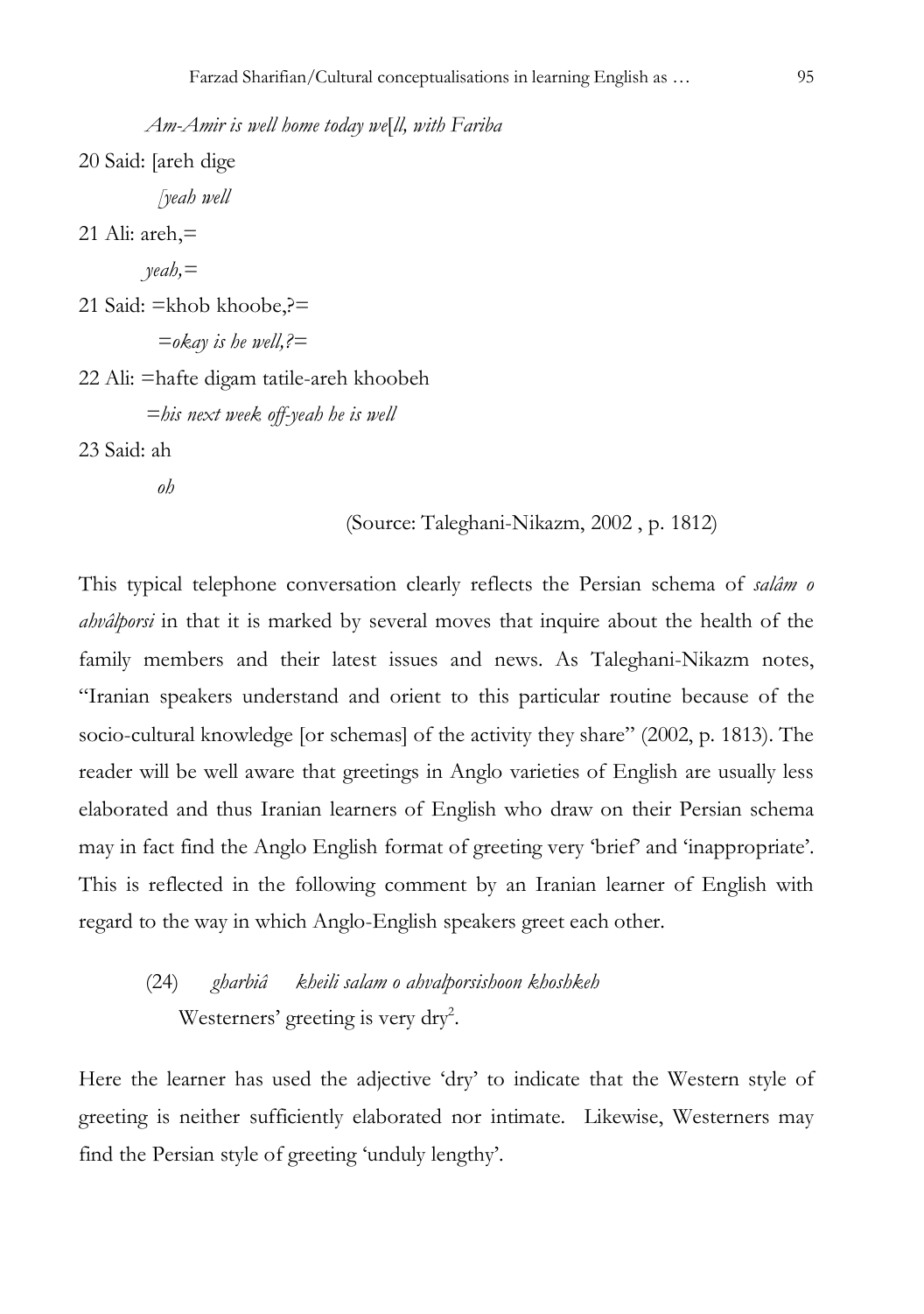*Am-Amir is well home today we[ll, with Fariba*

20 Said: [areh dige

*[yeah well*

21 Ali: areh,=

*yeah,=*

21 Said: =khob khoobe,?=

*=okay is he well,?=*

22 Ali: =hafte digam tatile-areh khoobeh

*=his next week off-yeah he is well*

23 Said: ah

*oh*

(Source: Taleghani-Nikazm, 2002 , p. 1812)

This typical telephone conversation clearly reflects the Persian schema of *salâm o ahvâlporsi* in that it is marked by several moves that inquire about the health of the family members and their latest issues and news. As Taleghani-Nikazm notes, "Iranian speakers understand and orient to this particular routine because of the socio-cultural knowledge [or schemas] of the activity they share" (2002, p. 1813). The reader will be well aware that greetings in Anglo varieties of English are usually less elaborated and thus Iranian learners of English who draw on their Persian schema may in fact find the Anglo English format of greeting very 'brief' and 'inappropriate'. This is reflected in the following comment by an Iranian learner of English with regard to the way in which Anglo-English speakers greet each other.

(24) *gharbiâ kheili salam o ahvalporsishoon khoshkeh*
Westerners' greeting is very dry[2].

Here the learner has used the adjective 'dry' to indicate that the Western style of greeting is neither sufficiently elaborated nor intimate. Likewise, Westerners may find the Persian style of greeting 'unduly lengthy'.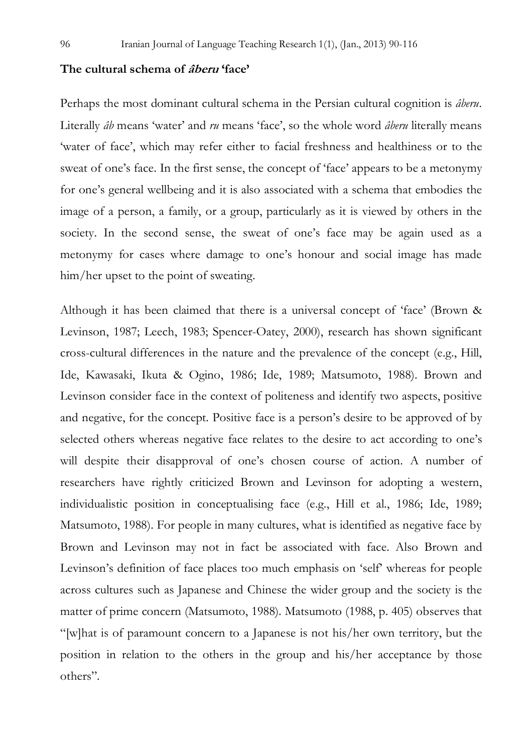### The cultural schema of *âberu* 'face'

Perhaps the most dominant cultural schema in the Persian cultural cognition is *âberu*. Literally *âb* means 'water' and *ru* means 'face', so the whole word *âberu* literally means 'water of face', which may refer either to facial freshness and healthiness or to the sweat of one's face. In the first sense, the concept of 'face' appears to be a metonymy for one's general wellbeing and it is also associated with a schema that embodies the image of a person, a family, or a group, particularly as it is viewed by others in the society. In the second sense, the sweat of one's face may be again used as a metonymy for cases where damage to one's honour and social image has made him/her upset to the point of sweating.

Although it has been claimed that there is a universal concept of 'face' (Brown & Levinson, 1987; Leech, 1983; Spencer-Oatey, 2000), research has shown significant cross-cultural differences in the nature and the prevalence of the concept (e.g., Hill, Ide, Kawasaki, Ikuta & Ogino, 1986; Ide, 1989; Matsumoto, 1988). Brown and Levinson consider face in the context of politeness and identify two aspects, positive and negative, for the concept. Positive face is a person's desire to be approved of by selected others whereas negative face relates to the desire to act according to one's will despite their disapproval of one's chosen course of action. A number of researchers have rightly criticized Brown and Levinson for adopting a western, individualistic position in conceptualising face (e.g., Hill et al., 1986; Ide, 1989; Matsumoto, 1988). For people in many cultures, what is identified as negative face by Brown and Levinson may not in fact be associated with face. Also Brown and Levinson's definition of face places too much emphasis on 'self' whereas for people across cultures such as Japanese and Chinese the wider group and the society is the matter of prime concern (Matsumoto, 1988). Matsumoto (1988, p. 405) observes that "[w]hat is of paramount concern to a Japanese is not his/her own territory, but the position in relation to the others in the group and his/her acceptance by those others".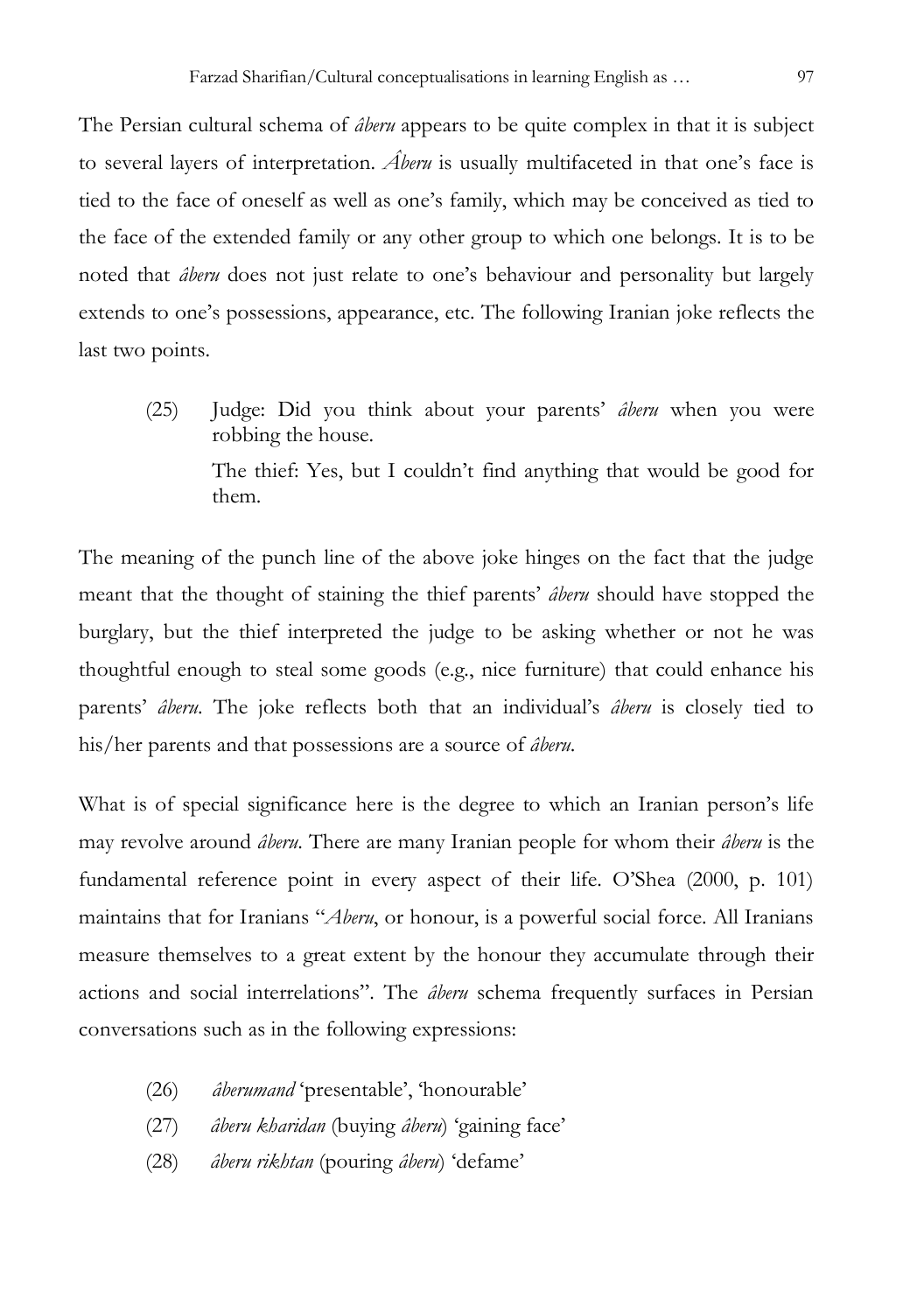The Persian cultural schema of *âberu* appears to be quite complex in that it is subject to several layers of interpretation. *Âberu* is usually multifaceted in that one's face is tied to the face of oneself as well as one's family, which may be conceived as tied to the face of the extended family or any other group to which one belongs. It is to be noted that *âberu* does not just relate to one's behaviour and personality but largely extends to one's possessions, appearance, etc. The following Iranian joke reflects the last two points.

(25) Judge: Did you think about your parents' *âberu* when you were robbing the house.
The thief: Yes, but I couldn't find anything that would be good for them.

The meaning of the punch line of the above joke hinges on the fact that the judge meant that the thought of staining the thief parents' *âberu* should have stopped the burglary, but the thief interpreted the judge to be asking whether or not he was thoughtful enough to steal some goods (e.g., nice furniture) that could enhance his parents' *âberu*. The joke reflects both that an individual's *âberu* is closely tied to his/her parents and that possessions are a source of *âberu*.

What is of special significance here is the degree to which an Iranian person's life may revolve around *âberu*. There are many Iranian people for whom their *âberu* is the fundamental reference point in every aspect of their life. O'Shea (2000, p. 101) maintains that for Iranians "*Aberu*, or honour, is a powerful social force. All Iranians measure themselves to a great extent by the honour they accumulate through their actions and social interrelations". The *âberu* schema frequently surfaces in Persian conversations such as in the following expressions:

(26) *âberumand* 'presentable', 'honourable'
(27) *âberu kharidan* (buying *âberu*) 'gaining face'
(28) *âberu rikhtan* (pouring *âberu*) 'defame'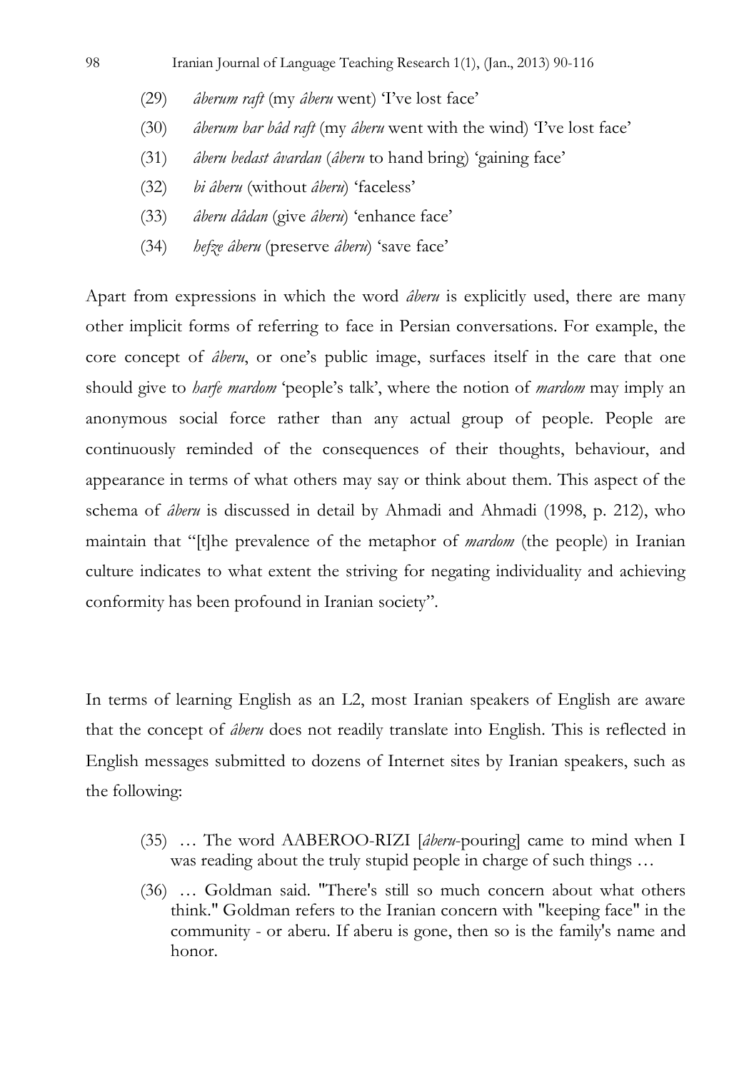(29) *âberum raft* (my *âberu* went) 'I've lost face'

(30) *âberum bar bâd raft* (my *âberu* went with the wind) 'I've lost face'

(31) *âberu bedast âvardan* (*âberu* to hand bring) 'gaining face'

(32) *bi âberu* (without *âberu*) 'faceless'

(33) *âberu dâdan* (give *âberu*) 'enhance face'

(34) *hefze âberu* (preserve *âberu*) 'save face'

Apart from expressions in which the word *âberu* is explicitly used, there are many other implicit forms of referring to face in Persian conversations. For example, the core concept of *âberu*, or one's public image, surfaces itself in the care that one should give to *harfe mardom* 'people's talk', where the notion of *mardom* may imply an anonymous social force rather than any actual group of people. People are continuously reminded of the consequences of their thoughts, behaviour, and appearance in terms of what others may say or think about them. This aspect of the schema of *âberu* is discussed in detail by Ahmadi and Ahmadi (1998, p. 212), who maintain that "[t]he prevalence of the metaphor of *mardom* (the people) in Iranian culture indicates to what extent the striving for negating individuality and achieving conformity has been profound in Iranian society".

In terms of learning English as an L2, most Iranian speakers of English are aware that the concept of *âberu* does not readily translate into English. This is reflected in English messages submitted to dozens of Internet sites by Iranian speakers, such as the following:

(35) … The word AABEROO-RIZI [*âberu*-pouring] came to mind when I was reading about the truly stupid people in charge of such things …

(36) … Goldman said. "There's still so much concern about what others think." Goldman refers to the Iranian concern with "keeping face" in the community - or aberu. If aberu is gone, then so is the family's name and honor.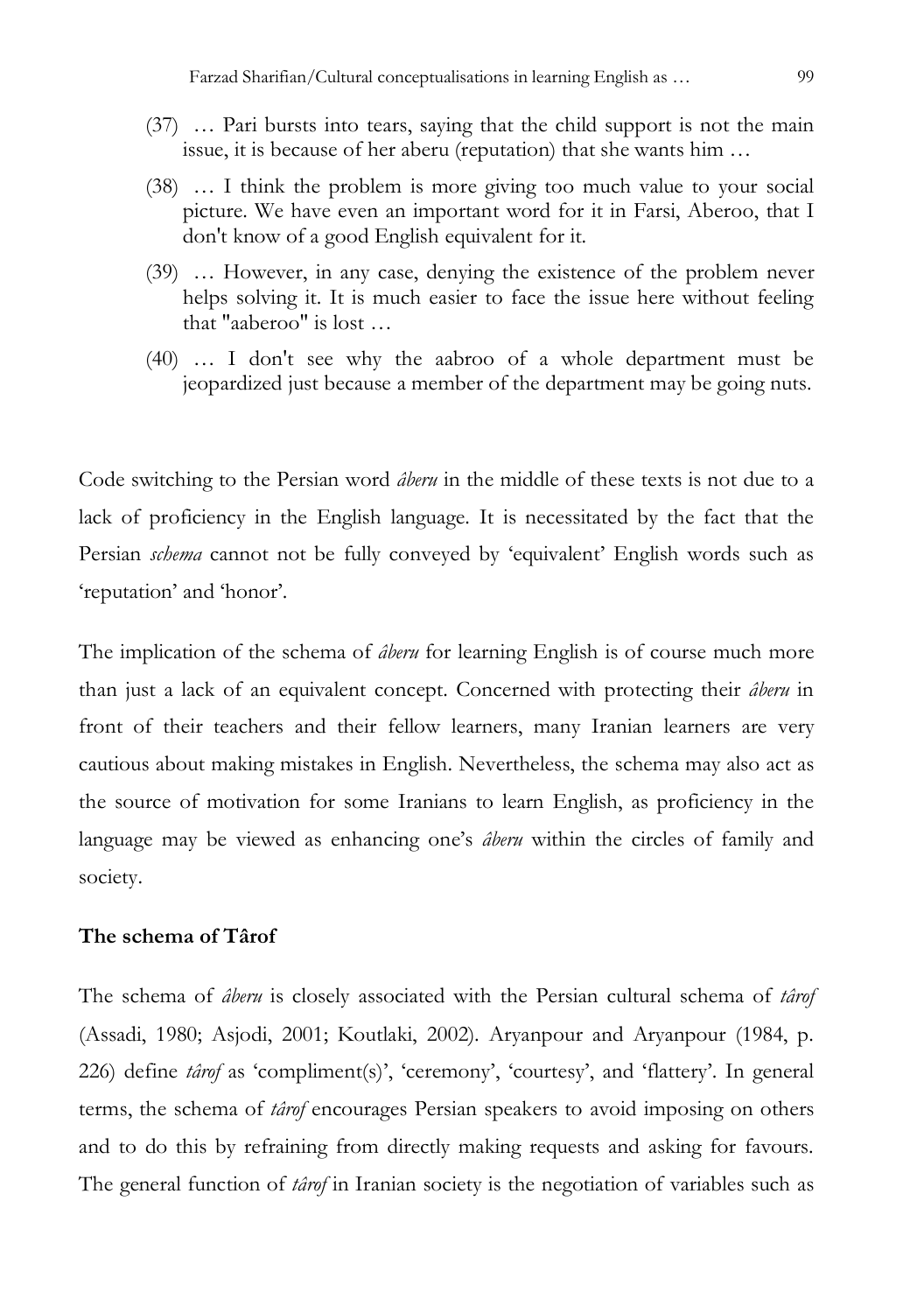(37) … Pari bursts into tears, saying that the child support is not the main issue, it is because of her aberu (reputation) that she wants him …

(38) … I think the problem is more giving too much value to your social picture. We have even an important word for it in Farsi, Aberoo, that I don't know of a good English equivalent for it.

(39) … However, in any case, denying the existence of the problem never helps solving it. It is much easier to face the issue here without feeling that "aaberoo" is lost …

(40) … I don't see why the aabroo of a whole department must be jeopardized just because a member of the department may be going nuts.

Code switching to the Persian word *âberu* in the middle of these texts is not due to a lack of proficiency in the English language. It is necessitated by the fact that the Persian *schema* cannot not be fully conveyed by 'equivalent' English words such as 'reputation' and 'honor'.

The implication of the schema of *âberu* for learning English is of course much more than just a lack of an equivalent concept. Concerned with protecting their *âberu* in front of their teachers and their fellow learners, many Iranian learners are very cautious about making mistakes in English. Nevertheless, the schema may also act as the source of motivation for some Iranians to learn English, as proficiency in the language may be viewed as enhancing one's *âberu* within the circles of family and society.

**The schema of Târof**

The schema of *âberu* is closely associated with the Persian cultural schema of *târof* (Assadi, 1980; Asjodi, 2001; Koutlaki, 2002). Aryanpour and Aryanpour (1984, p. 226) define *târof* as 'compliment(s)', 'ceremony', 'courtesy', and 'flattery'. In general terms, the schema of *târof* encourages Persian speakers to avoid imposing on others and to do this by refraining from directly making requests and asking for favours. The general function of *târof* in Iranian society is the negotiation of variables such as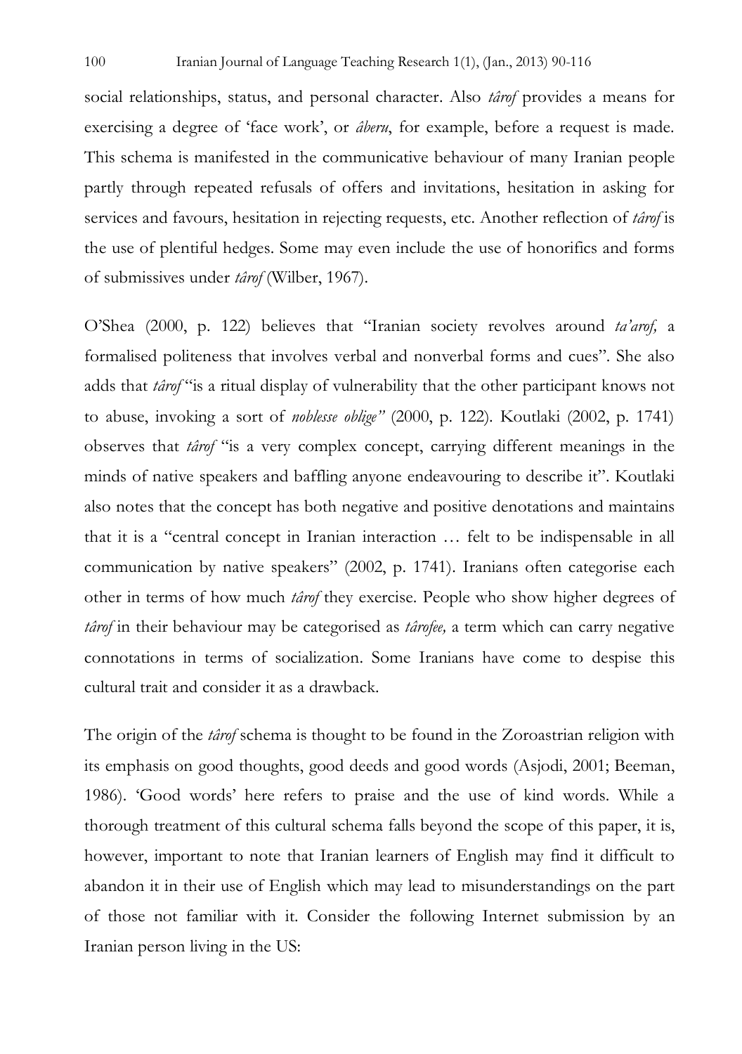social relationships, status, and personal character. Also *târof* provides a means for exercising a degree of 'face work', or *âberu*, for example, before a request is made. This schema is manifested in the communicative behaviour of many Iranian people partly through repeated refusals of offers and invitations, hesitation in asking for services and favours, hesitation in rejecting requests, etc. Another reflection of *târof* is the use of plentiful hedges. Some may even include the use of honorifics and forms of submissives under *târof* (Wilber, 1967).

O'Shea (2000, p. 122) believes that "Iranian society revolves around *ta'arof,* a formalised politeness that involves verbal and nonverbal forms and cues". She also adds that *târof* "is a ritual display of vulnerability that the other participant knows not to abuse, invoking a sort of *noblesse oblige"* (2000, p. 122). Koutlaki (2002, p. 1741) observes that *târof* "is a very complex concept, carrying different meanings in the minds of native speakers and baffling anyone endeavouring to describe it". Koutlaki also notes that the concept has both negative and positive denotations and maintains that it is a "central concept in Iranian interaction … felt to be indispensable in all communication by native speakers" (2002, p. 1741). Iranians often categorise each other in terms of how much *târof* they exercise. People who show higher degrees of *târof* in their behaviour may be categorised as *târofee,* a term which can carry negative connotations in terms of socialization. Some Iranians have come to despise this cultural trait and consider it as a drawback.

The origin of the *târof* schema is thought to be found in the Zoroastrian religion with its emphasis on good thoughts, good deeds and good words (Asjodi, 2001; Beeman, 1986). 'Good words' here refers to praise and the use of kind words. While a thorough treatment of this cultural schema falls beyond the scope of this paper, it is, however, important to note that Iranian learners of English may find it difficult to abandon it in their use of English which may lead to misunderstandings on the part of those not familiar with it. Consider the following Internet submission by an Iranian person living in the US: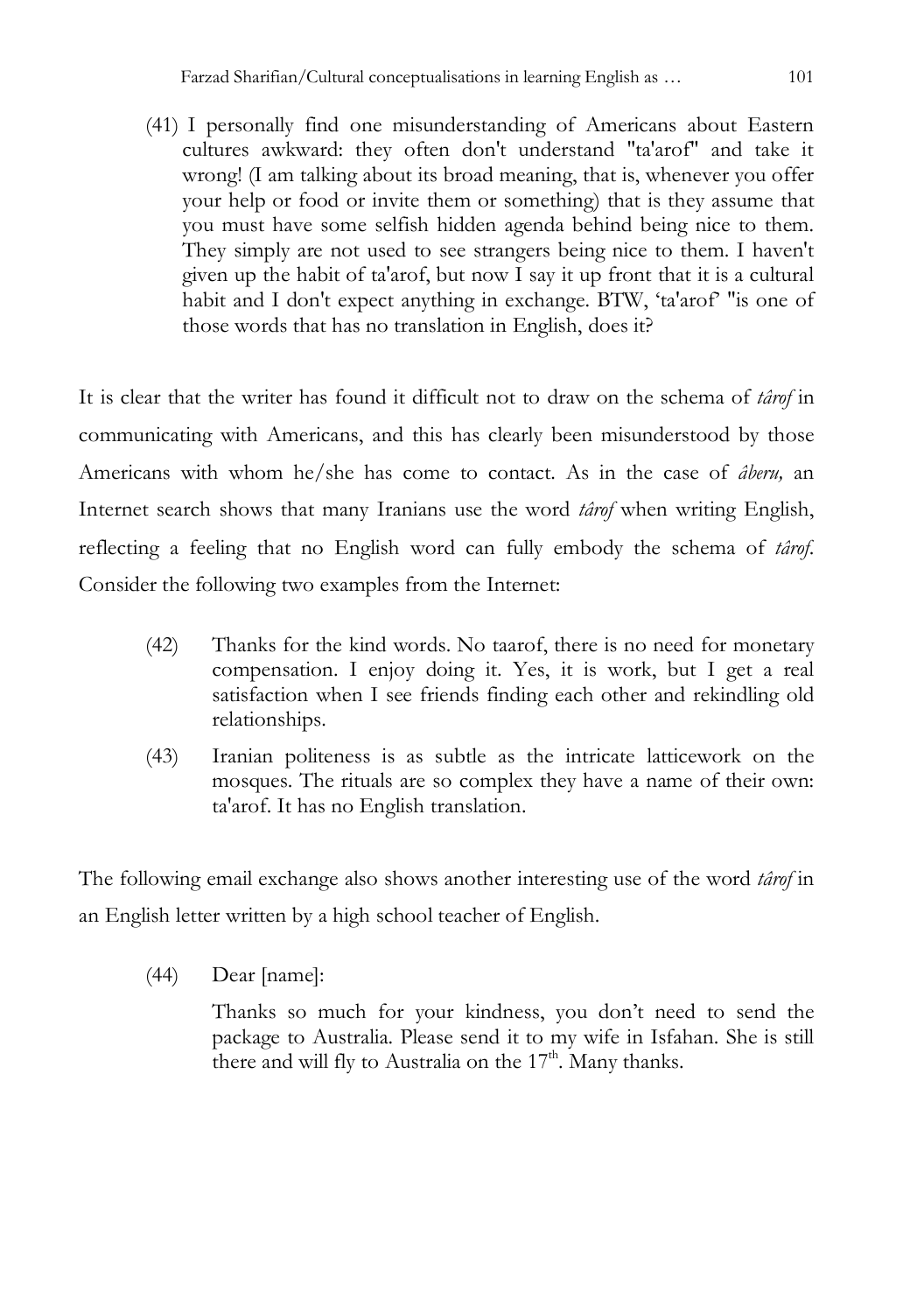(41) I personally find one misunderstanding of Americans about Eastern cultures awkward: they often don't understand "ta'arof" and take it wrong! (I am talking about its broad meaning, that is, whenever you offer your help or food or invite them or something) that is they assume that you must have some selfish hidden agenda behind being nice to them. They simply are not used to see strangers being nice to them. I haven't given up the habit of ta'arof, but now I say it up front that it is a cultural habit and I don't expect anything in exchange. BTW, 'ta'arof' "is one of those words that has no translation in English, does it?

It is clear that the writer has found it difficult not to draw on the schema of *târof* in communicating with Americans, and this has clearly been misunderstood by those Americans with whom he/she has come to contact. As in the case of *âberu,* an Internet search shows that many Iranians use the word *târof* when writing English, reflecting a feeling that no English word can fully embody the schema of *târof*. Consider the following two examples from the Internet:

(42) Thanks for the kind words. No taarof, there is no need for monetary compensation. I enjoy doing it. Yes, it is work, but I get a real satisfaction when I see friends finding each other and rekindling old relationships.

(43) Iranian politeness is as subtle as the intricate latticework on the mosques. The rituals are so complex they have a name of their own: ta'arof. It has no English translation.

The following email exchange also shows another interesting use of the word *târof* in an English letter written by a high school teacher of English.

(44) Dear [name]:

Thanks so much for your kindness, you don't need to send the package to Australia. Please send it to my wife in Isfahan. She is still there and will fly to Australia on the 17th. Many thanks.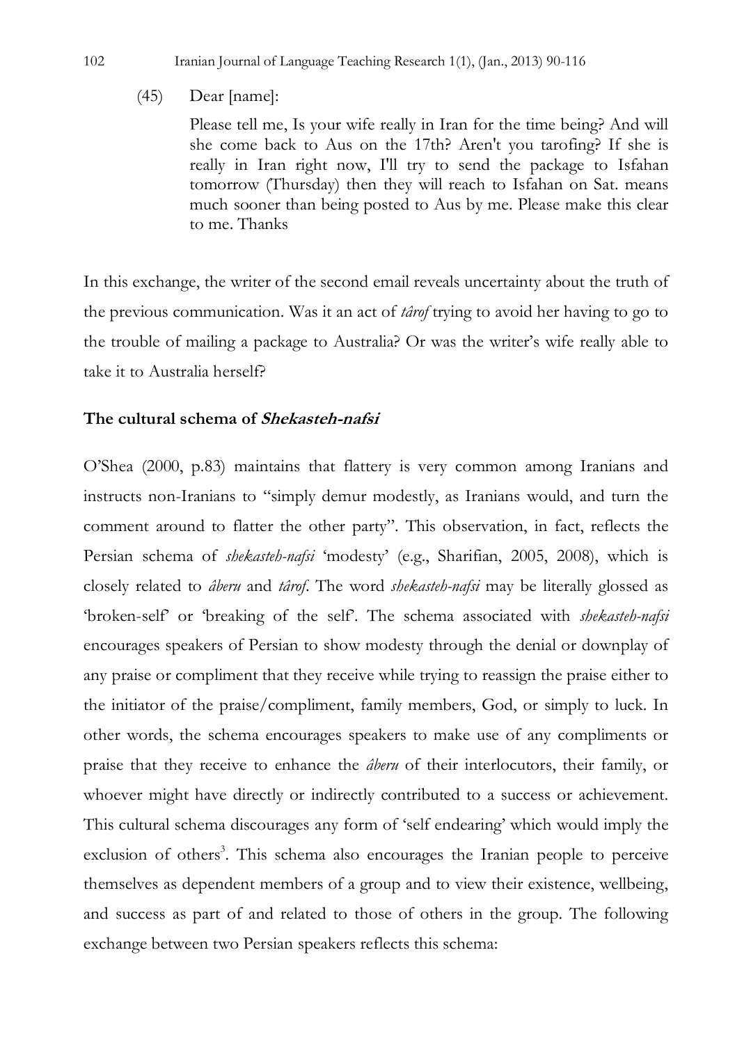(45) Dear [name]:

Please tell me, Is your wife really in Iran for the time being? And will she come back to Aus on the 17th? Aren't you tarofing? If she is really in Iran right now, I'll try to send the package to Isfahan tomorrow (Thursday) then they will reach to Isfahan on Sat. means much sooner than being posted to Aus by me. Please make this clear to me. Thanks

In this exchange, the writer of the second email reveals uncertainty about the truth of the previous communication. Was it an act of *târof* trying to avoid her having to go to the trouble of mailing a package to Australia? Or was the writer's wife really able to take it to Australia herself?

### The cultural schema of *Shekasteh-nafsi*

O'Shea (2000, p.83) maintains that flattery is very common among Iranians and instructs non-Iranians to "simply demur modestly, as Iranians would, and turn the comment around to flatter the other party". This observation, in fact, reflects the Persian schema of *shekasteh-nafsi* 'modesty' (e.g., Sharifian, 2005, 2008), which is closely related to *âberu* and *târof*. The word *shekasteh-nafsi* may be literally glossed as 'broken-self' or 'breaking of the self'. The schema associated with *shekasteh-nafsi* encourages speakers of Persian to show modesty through the denial or downplay of any praise or compliment that they receive while trying to reassign the praise either to the initiator of the praise/compliment, family members, God, or simply to luck. In other words, the schema encourages speakers to make use of any compliments or praise that they receive to enhance the *âberu* of their interlocutors, their family, or whoever might have directly or indirectly contributed to a success or achievement. This cultural schema discourages any form of 'self endearing' which would imply the exclusion of others[3]. This schema also encourages the Iranian people to perceive themselves as dependent members of a group and to view their existence, wellbeing, and success as part of and related to those of others in the group. The following exchange between two Persian speakers reflects this schema: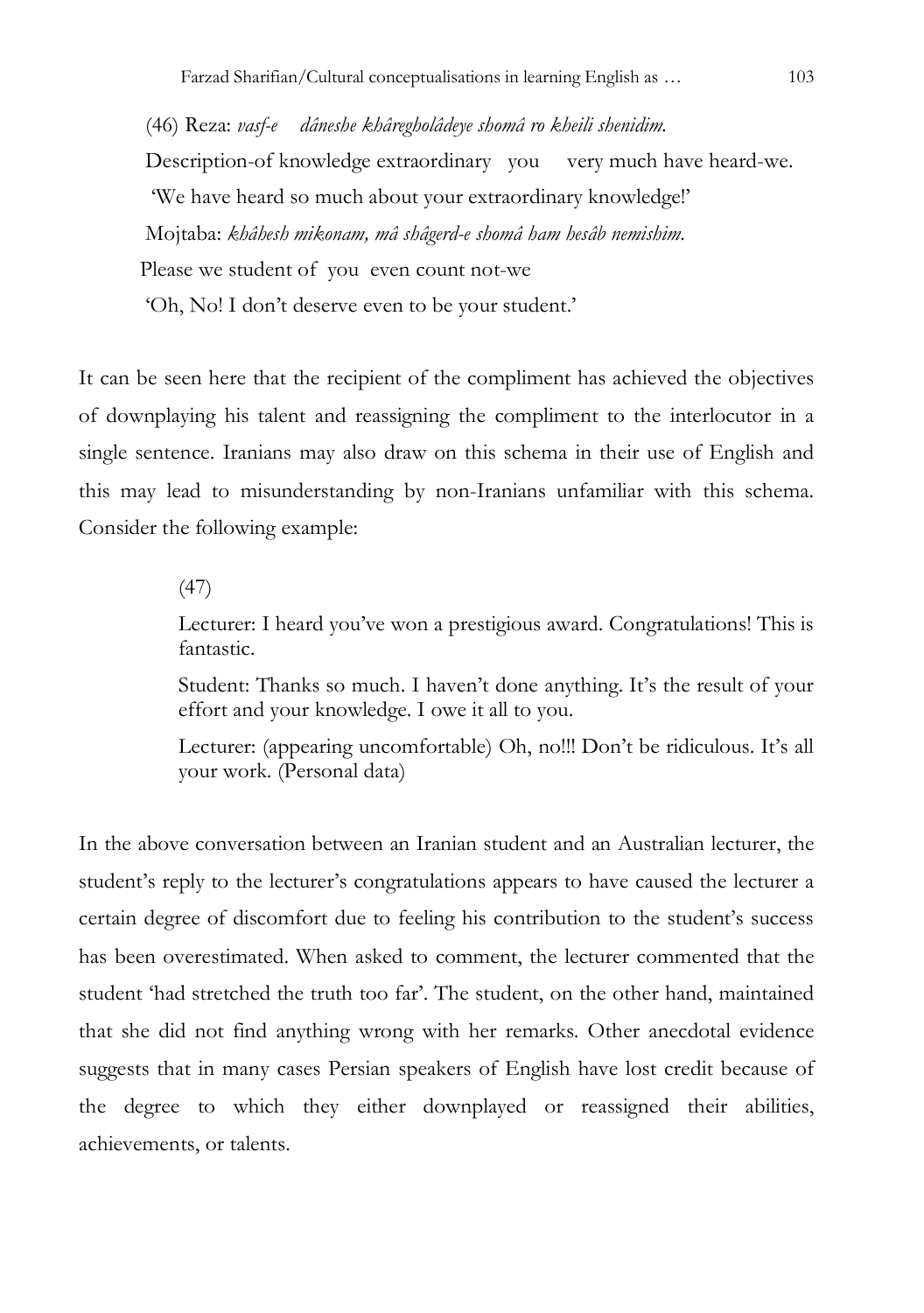(46) Reza: *vasf-e   dâneshe khâregholâdeye shomâ ro kheili shenidim.*

Description-of knowledge extraordinary  you   very much have heard-we.

'We have heard so much about your extraordinary knowledge!'

Mojtaba: *khâhesh mikonam, mâ shâgerd-e shomâ ham hesâb nemishim.*

Please we student of you even count not-we

'Oh, No! I don't deserve even to be your student.'

It can be seen here that the recipient of the compliment has achieved the objectives of downplaying his talent and reassigning the compliment to the interlocutor in a single sentence. Iranians may also draw on this schema in their use of English and this may lead to misunderstanding by non-Iranians unfamiliar with this schema. Consider the following example:

(47)

Lecturer: I heard you've won a prestigious award. Congratulations! This is fantastic.

Student: Thanks so much. I haven't done anything. It's the result of your effort and your knowledge. I owe it all to you.

Lecturer: (appearing uncomfortable) Oh, no!!! Don't be ridiculous. It's all your work. (Personal data)

In the above conversation between an Iranian student and an Australian lecturer, the student's reply to the lecturer's congratulations appears to have caused the lecturer a certain degree of discomfort due to feeling his contribution to the student's success has been overestimated. When asked to comment, the lecturer commented that the student 'had stretched the truth too far'. The student, on the other hand, maintained that she did not find anything wrong with her remarks. Other anecdotal evidence suggests that in many cases Persian speakers of English have lost credit because of the degree to which they either downplayed or reassigned their abilities, achievements, or talents.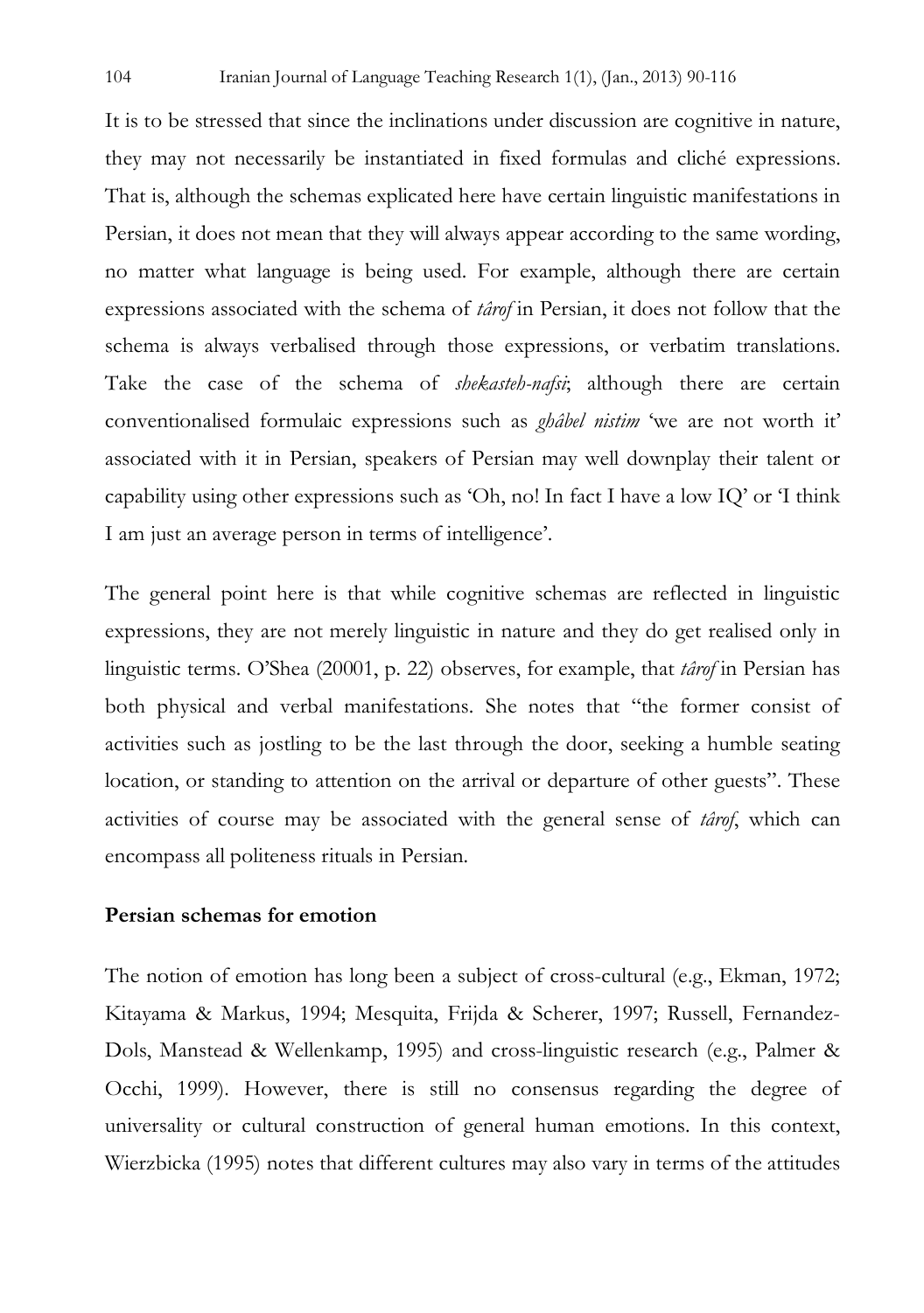It is to be stressed that since the inclinations under discussion are cognitive in nature, they may not necessarily be instantiated in fixed formulas and cliché expressions. That is, although the schemas explicated here have certain linguistic manifestations in Persian, it does not mean that they will always appear according to the same wording, no matter what language is being used. For example, although there are certain expressions associated with the schema of *târof* in Persian, it does not follow that the schema is always verbalised through those expressions, or verbatim translations. Take the case of the schema of *shekasteh-nafsi*; although there are certain conventionalised formulaic expressions such as *ghâbel nistim* 'we are not worth it' associated with it in Persian, speakers of Persian may well downplay their talent or capability using other expressions such as 'Oh, no! In fact I have a low IQ' or 'I think I am just an average person in terms of intelligence'.

The general point here is that while cognitive schemas are reflected in linguistic expressions, they are not merely linguistic in nature and they do get realised only in linguistic terms. O'Shea (20001, p. 22) observes, for example, that *târof* in Persian has both physical and verbal manifestations. She notes that "the former consist of activities such as jostling to be the last through the door, seeking a humble seating location, or standing to attention on the arrival or departure of other guests". These activities of course may be associated with the general sense of *târof*, which can encompass all politeness rituals in Persian.

### Persian schemas for emotion

The notion of emotion has long been a subject of cross-cultural (e.g., Ekman, 1972; Kitayama & Markus, 1994; Mesquita, Frijda & Scherer, 1997; Russell, Fernandez-Dols, Manstead & Wellenkamp, 1995) and cross-linguistic research (e.g., Palmer & Occhi, 1999). However, there is still no consensus regarding the degree of universality or cultural construction of general human emotions. In this context, Wierzbicka (1995) notes that different cultures may also vary in terms of the attitudes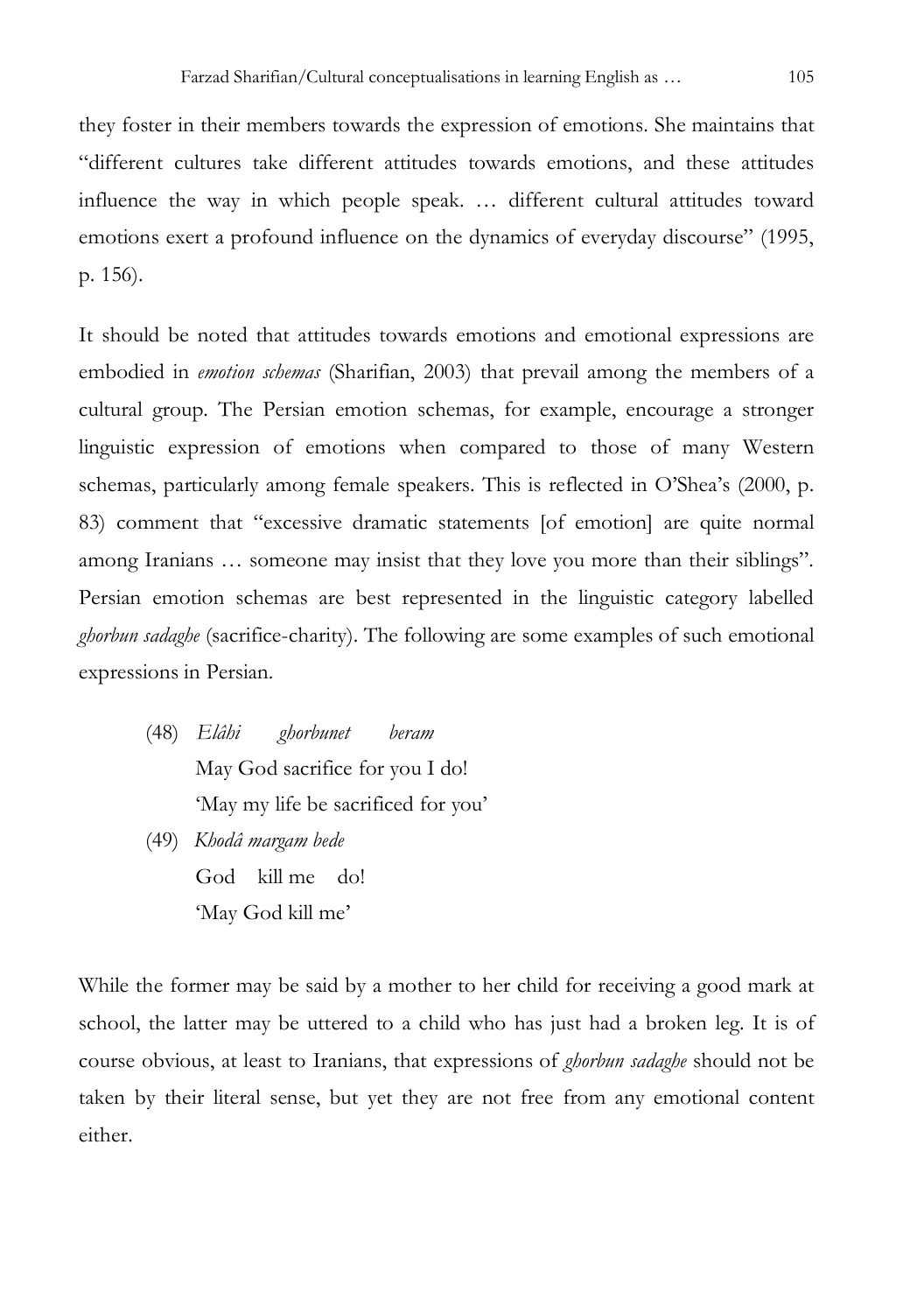they foster in their members towards the expression of emotions. She maintains that "different cultures take different attitudes towards emotions, and these attitudes influence the way in which people speak. … different cultural attitudes toward emotions exert a profound influence on the dynamics of everyday discourse" (1995, p. 156).

It should be noted that attitudes towards emotions and emotional expressions are embodied in *emotion schemas* (Sharifian, 2003) that prevail among the members of a cultural group. The Persian emotion schemas, for example, encourage a stronger linguistic expression of emotions when compared to those of many Western schemas, particularly among female speakers. This is reflected in O'Shea's (2000, p. 83) comment that "excessive dramatic statements [of emotion] are quite normal among Iranians … someone may insist that they love you more than their siblings". Persian emotion schemas are best represented in the linguistic category labelled *ghorbun sadaghe* (sacrifice-charity). The following are some examples of such emotional expressions in Persian.

(48) *Elâhi ghorbunet beram*
May God sacrifice for you I do!
'May my life be sacrificed for you'

(49) *Khodâ margam bede*
God kill me do!
'May God kill me'

While the former may be said by a mother to her child for receiving a good mark at school, the latter may be uttered to a child who has just had a broken leg. It is of course obvious, at least to Iranians, that expressions of *ghorbun sadaghe* should not be taken by their literal sense, but yet they are not free from any emotional content either.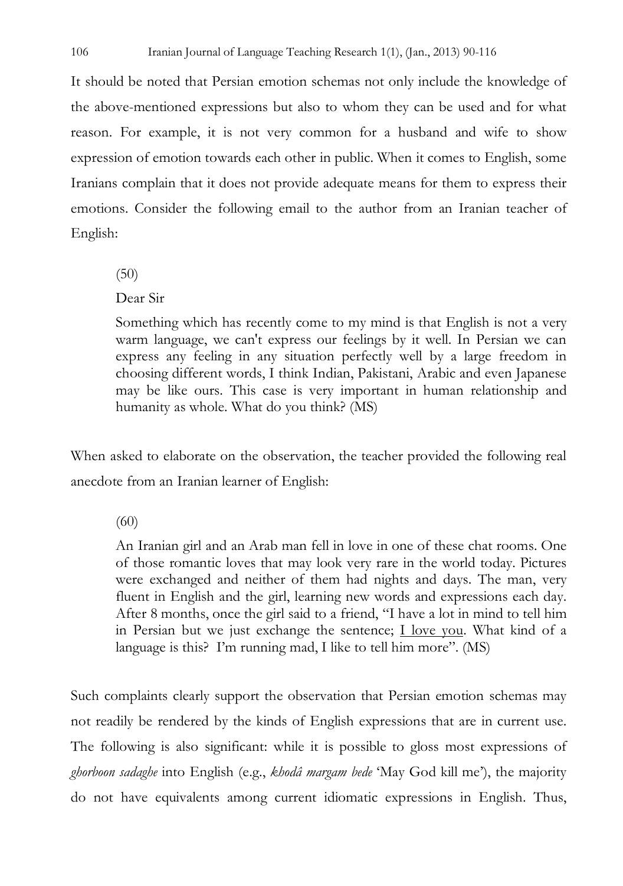It should be noted that Persian emotion schemas not only include the knowledge of the above-mentioned expressions but also to whom they can be used and for what reason. For example, it is not very common for a husband and wife to show expression of emotion towards each other in public. When it comes to English, some Iranians complain that it does not provide adequate means for them to express their emotions. Consider the following email to the author from an Iranian teacher of English:

> (50)
>
> Dear Sir
>
> Something which has recently come to my mind is that English is not a very warm language, we can't express our feelings by it well. In Persian we can express any feeling in any situation perfectly well by a large freedom in choosing different words, I think Indian, Pakistani, Arabic and even Japanese may be like ours. This case is very important in human relationship and humanity as whole. What do you think? (MS)

When asked to elaborate on the observation, the teacher provided the following real anecdote from an Iranian learner of English:

> (60)
>
> An Iranian girl and an Arab man fell in love in one of these chat rooms. One of those romantic loves that may look very rare in the world today. Pictures were exchanged and neither of them had nights and days. The man, very fluent in English and the girl, learning new words and expressions each day. After 8 months, once the girl said to a friend, "I have a lot in mind to tell him in Persian but we just exchange the sentence; <u>I love you</u>. What kind of a language is this? I'm running mad, I like to tell him more". (MS)

Such complaints clearly support the observation that Persian emotion schemas may not readily be rendered by the kinds of English expressions that are in current use. The following is also significant: while it is possible to gloss most expressions of *ghorboon sadaghe* into English (e.g., *khodâ margam bede* 'May God kill me'), the majority do not have equivalents among current idiomatic expressions in English. Thus,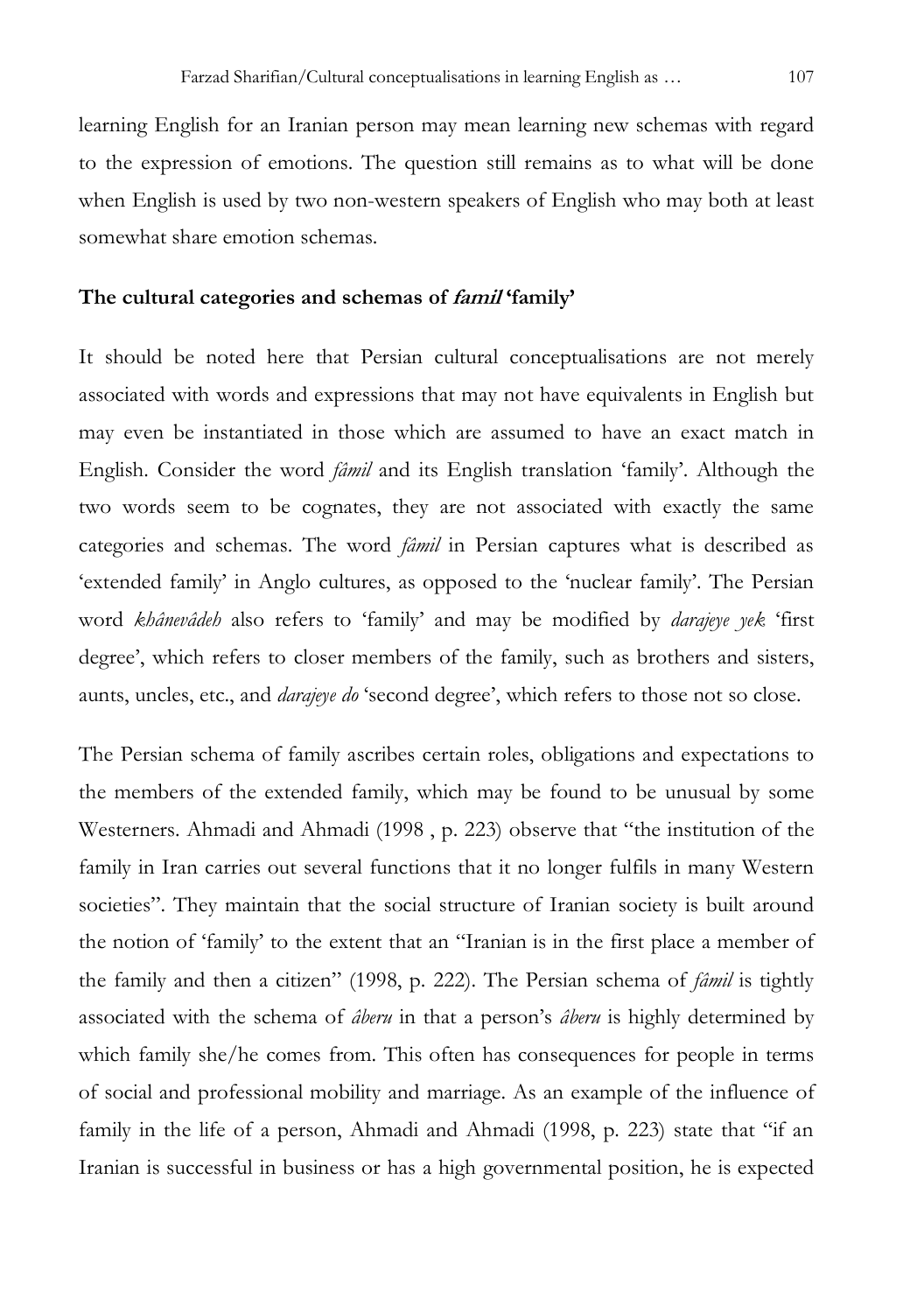learning English for an Iranian person may mean learning new schemas with regard to the expression of emotions. The question still remains as to what will be done when English is used by two non-western speakers of English who may both at least somewhat share emotion schemas.

### The cultural categories and schemas of *famil* 'family'

It should be noted here that Persian cultural conceptualisations are not merely associated with words and expressions that may not have equivalents in English but may even be instantiated in those which are assumed to have an exact match in English. Consider the word *fâmil* and its English translation 'family'. Although the two words seem to be cognates, they are not associated with exactly the same categories and schemas. The word *fâmil* in Persian captures what is described as 'extended family' in Anglo cultures, as opposed to the 'nuclear family'. The Persian word *khânevâdeh* also refers to 'family' and may be modified by *darajeye yek* 'first degree', which refers to closer members of the family, such as brothers and sisters, aunts, uncles, etc., and *darajeye do* 'second degree', which refers to those not so close.

The Persian schema of family ascribes certain roles, obligations and expectations to the members of the extended family, which may be found to be unusual by some Westerners. Ahmadi and Ahmadi (1998 , p. 223) observe that "the institution of the family in Iran carries out several functions that it no longer fulfils in many Western societies". They maintain that the social structure of Iranian society is built around the notion of 'family' to the extent that an "Iranian is in the first place a member of the family and then a citizen" (1998, p. 222). The Persian schema of *fâmil* is tightly associated with the schema of *âberu* in that a person's *âberu* is highly determined by which family she/he comes from. This often has consequences for people in terms of social and professional mobility and marriage. As an example of the influence of family in the life of a person, Ahmadi and Ahmadi (1998, p. 223) state that "if an Iranian is successful in business or has a high governmental position, he is expected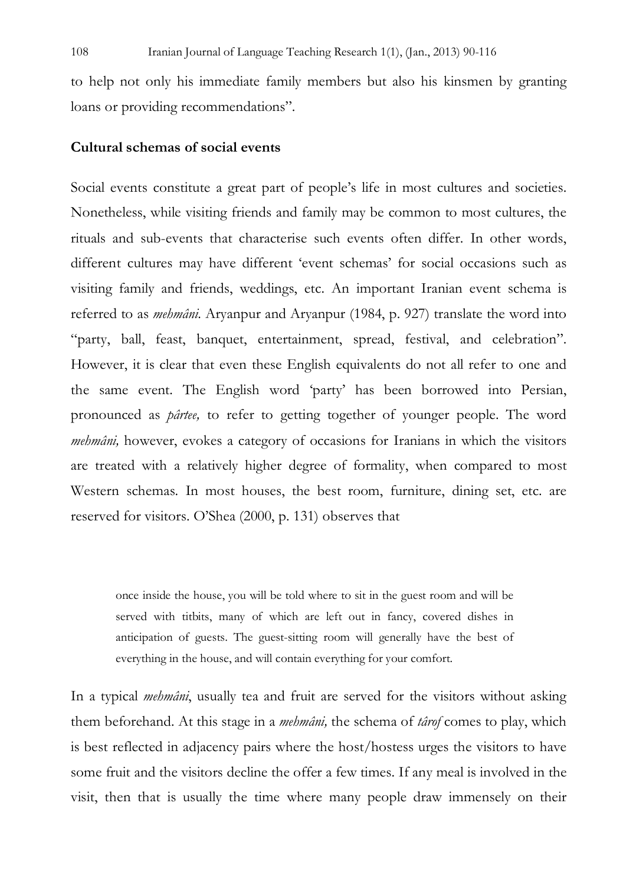to help not only his immediate family members but also his kinsmen by granting loans or providing recommendations".

**Cultural schemas of social events**

Social events constitute a great part of people's life in most cultures and societies. Nonetheless, while visiting friends and family may be common to most cultures, the rituals and sub-events that characterise such events often differ. In other words, different cultures may have different 'event schemas' for social occasions such as visiting family and friends, weddings, etc. An important Iranian event schema is referred to as *mehmâni*. Aryanpur and Aryanpur (1984, p. 927) translate the word into "party, ball, feast, banquet, entertainment, spread, festival, and celebration". However, it is clear that even these English equivalents do not all refer to one and the same event. The English word 'party' has been borrowed into Persian, pronounced as *pârtee,* to refer to getting together of younger people. The word *mehmâni,* however, evokes a category of occasions for Iranians in which the visitors are treated with a relatively higher degree of formality, when compared to most Western schemas. In most houses, the best room, furniture, dining set, etc. are reserved for visitors. O'Shea (2000, p. 131) observes that

> once inside the house, you will be told where to sit in the guest room and will be served with titbits, many of which are left out in fancy, covered dishes in anticipation of guests. The guest-sitting room will generally have the best of everything in the house, and will contain everything for your comfort.

In a typical *mehmâni*, usually tea and fruit are served for the visitors without asking them beforehand. At this stage in a *mehmâni,* the schema of *târof* comes to play, which is best reflected in adjacency pairs where the host/hostess urges the visitors to have some fruit and the visitors decline the offer a few times. If any meal is involved in the visit, then that is usually the time where many people draw immensely on their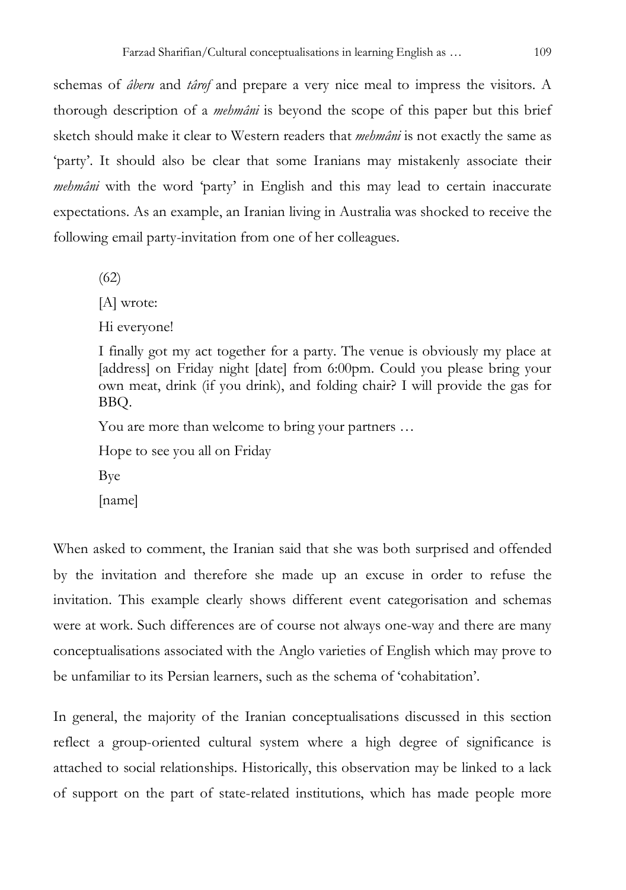schemas of *âberu* and *târof* and prepare a very nice meal to impress the visitors. A thorough description of a *mehmâni* is beyond the scope of this paper but this brief sketch should make it clear to Western readers that *mehmâni* is not exactly the same as 'party'. It should also be clear that some Iranians may mistakenly associate their *mehmâni* with the word 'party' in English and this may lead to certain inaccurate expectations. As an example, an Iranian living in Australia was shocked to receive the following email party-invitation from one of her colleagues.

> (62)
>
> [A] wrote:
>
> Hi everyone!
>
> I finally got my act together for a party. The venue is obviously my place at [address] on Friday night [date] from 6:00pm. Could you please bring your own meat, drink (if you drink), and folding chair? I will provide the gas for BBQ.
>
> You are more than welcome to bring your partners …
>
> Hope to see you all on Friday
>
> Bye
>
> [name]

When asked to comment, the Iranian said that she was both surprised and offended by the invitation and therefore she made up an excuse in order to refuse the invitation. This example clearly shows different event categorisation and schemas were at work. Such differences are of course not always one-way and there are many conceptualisations associated with the Anglo varieties of English which may prove to be unfamiliar to its Persian learners, such as the schema of 'cohabitation'.

In general, the majority of the Iranian conceptualisations discussed in this section reflect a group-oriented cultural system where a high degree of significance is attached to social relationships. Historically, this observation may be linked to a lack of support on the part of state-related institutions, which has made people more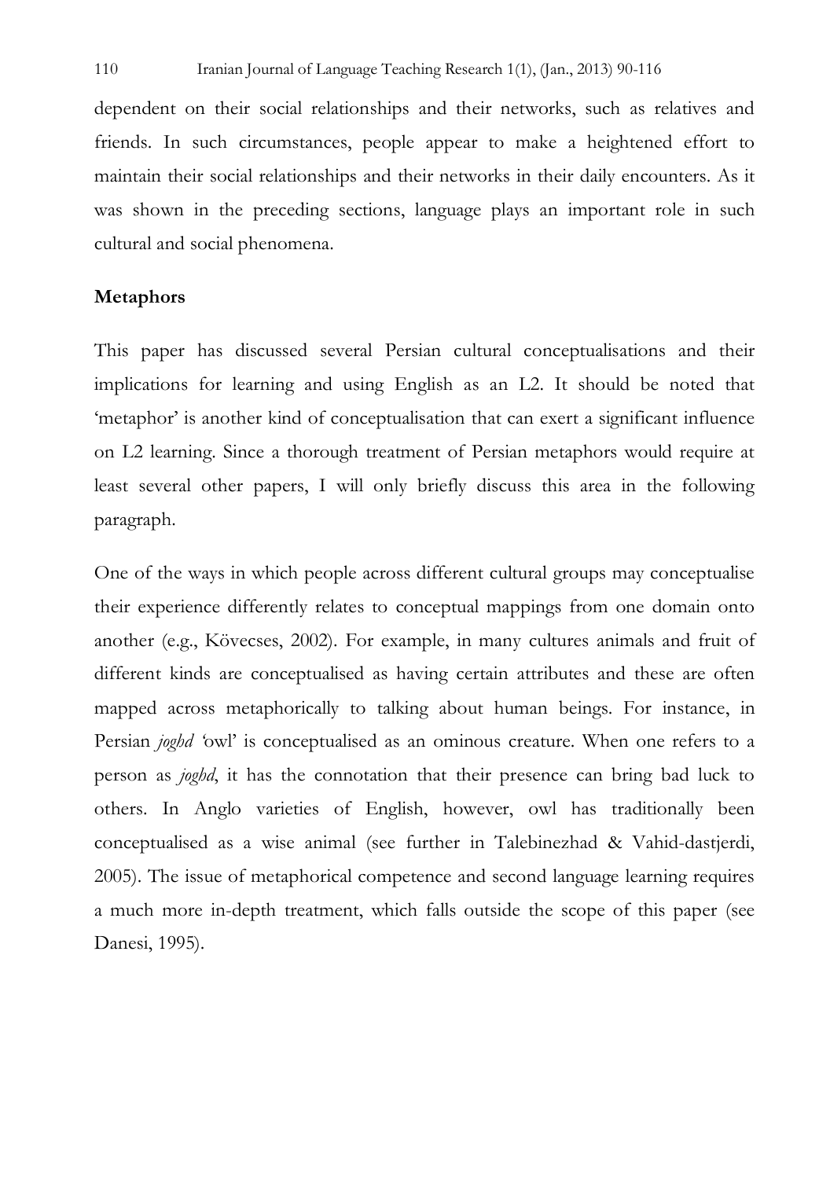dependent on their social relationships and their networks, such as relatives and friends. In such circumstances, people appear to make a heightened effort to maintain their social relationships and their networks in their daily encounters. As it was shown in the preceding sections, language plays an important role in such cultural and social phenomena.

### Metaphors

This paper has discussed several Persian cultural conceptualisations and their implications for learning and using English as an L2. It should be noted that 'metaphor' is another kind of conceptualisation that can exert a significant influence on L2 learning. Since a thorough treatment of Persian metaphors would require at least several other papers, I will only briefly discuss this area in the following paragraph.

One of the ways in which people across different cultural groups may conceptualise their experience differently relates to conceptual mappings from one domain onto another (e.g., Kövecses, 2002). For example, in many cultures animals and fruit of different kinds are conceptualised as having certain attributes and these are often mapped across metaphorically to talking about human beings. For instance, in Persian *joghd* 'owl' is conceptualised as an ominous creature. When one refers to a person as *joghd*, it has the connotation that their presence can bring bad luck to others. In Anglo varieties of English, however, owl has traditionally been conceptualised as a wise animal (see further in Talebinezhad & Vahid-dastjerdi, 2005). The issue of metaphorical competence and second language learning requires a much more in-depth treatment, which falls outside the scope of this paper (see Danesi, 1995).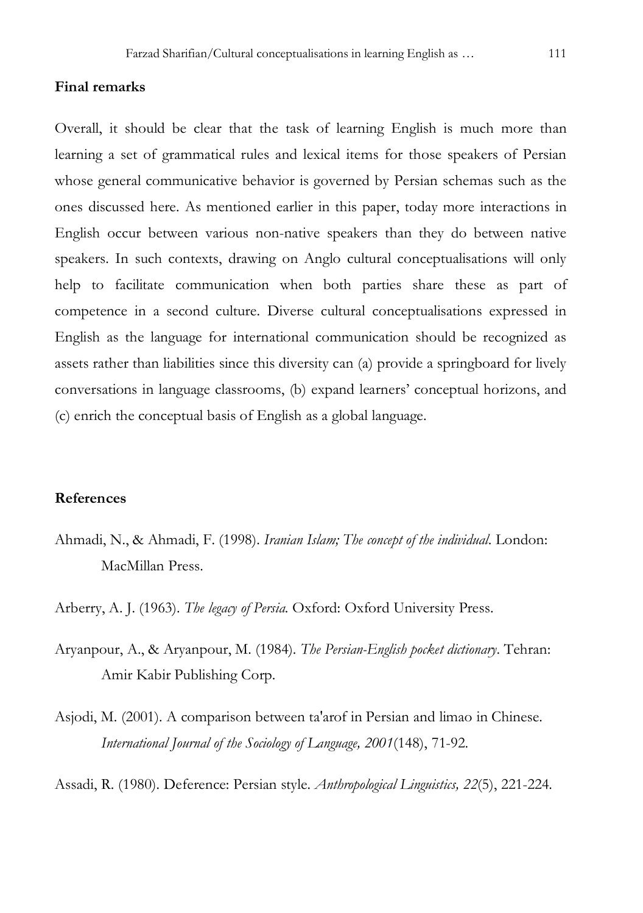## Final remarks

Overall, it should be clear that the task of learning English is much more than learning a set of grammatical rules and lexical items for those speakers of Persian whose general communicative behavior is governed by Persian schemas such as the ones discussed here. As mentioned earlier in this paper, today more interactions in English occur between various non-native speakers than they do between native speakers. In such contexts, drawing on Anglo cultural conceptualisations will only help to facilitate communication when both parties share these as part of competence in a second culture. Diverse cultural conceptualisations expressed in English as the language for international communication should be recognized as assets rather than liabilities since this diversity can (a) provide a springboard for lively conversations in language classrooms, (b) expand learners' conceptual horizons, and (c) enrich the conceptual basis of English as a global language.

## References

Ahmadi, N., & Ahmadi, F. (1998). *Iranian Islam; The concept of the individual*. London: MacMillan Press.

Arberry, A. J. (1963). *The legacy of Persia.* Oxford: Oxford University Press.

Aryanpour, A., & Aryanpour, M. (1984). *The Persian-English pocket dictionary*. Tehran: Amir Kabir Publishing Corp.

Asjodi, M. (2001). A comparison between ta'arof in Persian and limao in Chinese. *International Journal of the Sociology of Language, 2001*(148), 71-92.

Assadi, R. (1980). Deference: Persian style. *Anthropological Linguistics, 22*(5), 221-224.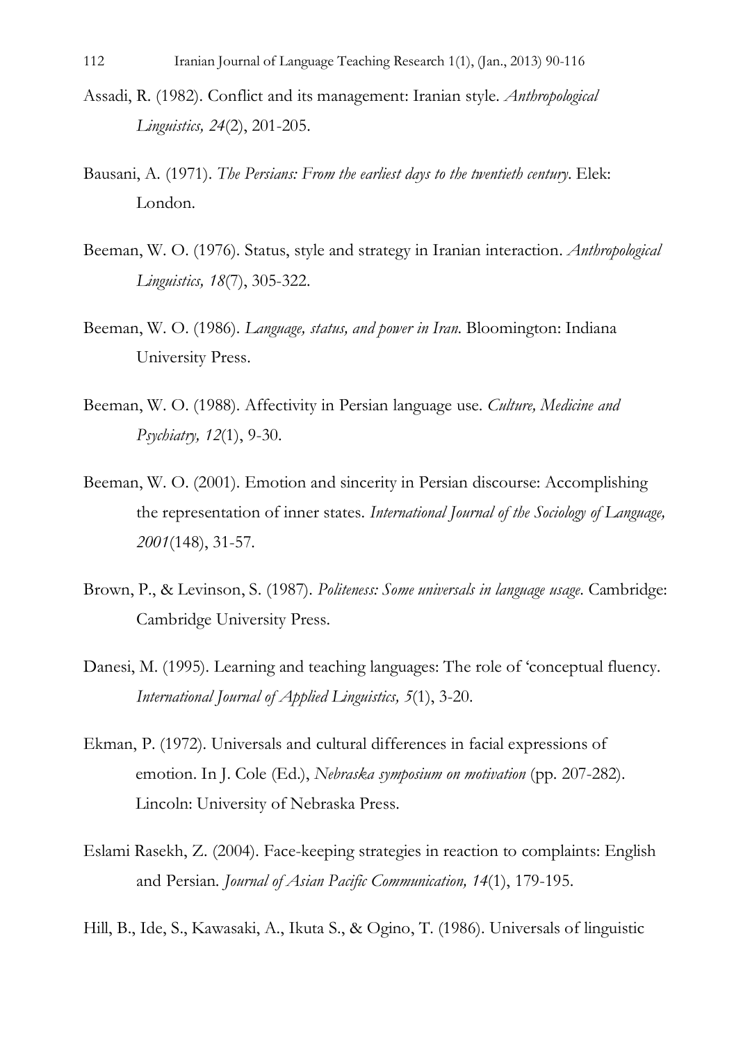Assadi, R. (1982). Conflict and its management: Iranian style. *Anthropological Linguistics, 24*(2), 201-205.

Bausani, A. (1971). *The Persians: From the earliest days to the twentieth century*. Elek: London.

Beeman, W. O. (1976). Status, style and strategy in Iranian interaction. *Anthropological Linguistics, 18*(7), 305-322.

Beeman, W. O. (1986). *Language, status, and power in Iran*. Bloomington: Indiana University Press.

Beeman, W. O. (1988). Affectivity in Persian language use. *Culture, Medicine and Psychiatry, 12*(1), 9-30.

Beeman, W. O. (2001). Emotion and sincerity in Persian discourse: Accomplishing the representation of inner states. *International Journal of the Sociology of Language, 2001*(148), 31-57.

Brown, P., & Levinson, S. (1987). *Politeness: Some universals in language usage*. Cambridge: Cambridge University Press.

Danesi, M. (1995). Learning and teaching languages: The role of 'conceptual fluency. *International Journal of Applied Linguistics, 5*(1), 3-20.

Ekman, P. (1972). Universals and cultural differences in facial expressions of emotion. In J. Cole (Ed.), *Nebraska symposium on motivation* (pp. 207-282). Lincoln: University of Nebraska Press.

Eslami Rasekh, Z. (2004). Face-keeping strategies in reaction to complaints: English and Persian. *Journal of Asian Pacific Communication, 14*(1), 179-195.

Hill, B., Ide, S., Kawasaki, A., Ikuta S., & Ogino, T. (1986). Universals of linguistic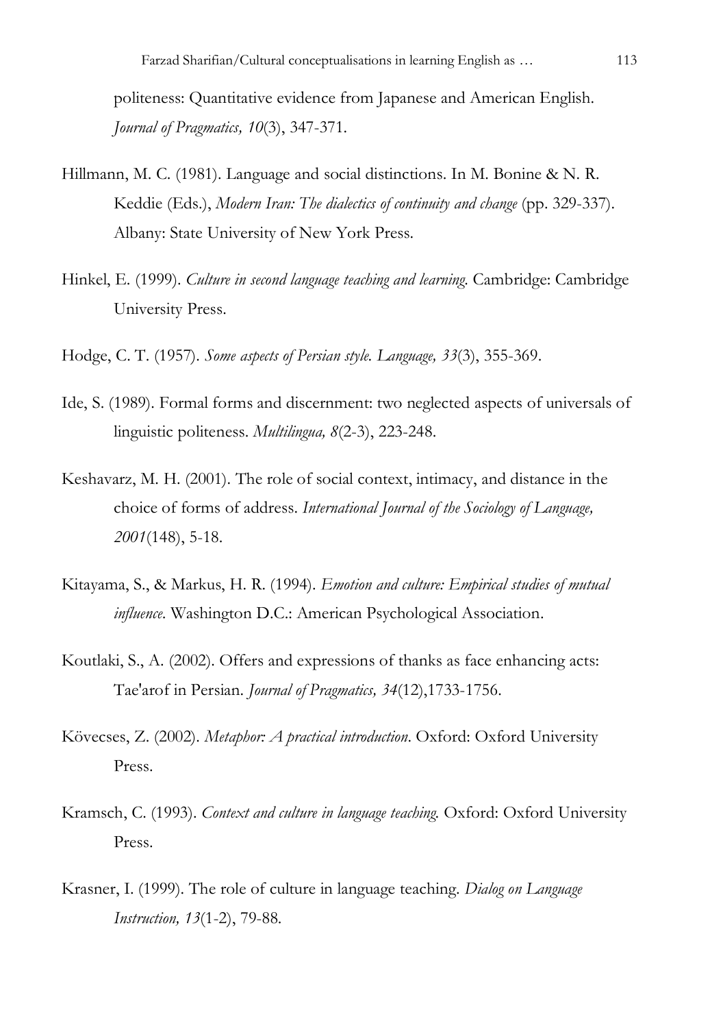politeness: Quantitative evidence from Japanese and American English. *Journal of Pragmatics, 10*(3), 347-371.

Hillmann, M. C. (1981). Language and social distinctions. In M. Bonine & N. R. Keddie (Eds.), *Modern Iran: The dialectics of continuity and change* (pp. 329-337). Albany: State University of New York Press.

Hinkel, E. (1999). *Culture in second language teaching and learning*. Cambridge: Cambridge University Press.

Hodge, C. T. (1957). *Some aspects of Persian style. Language, 33*(3), 355-369.

Ide, S. (1989). Formal forms and discernment: two neglected aspects of universals of linguistic politeness. *Multilingua, 8*(2-3), 223-248.

Keshavarz, M. H. (2001). The role of social context, intimacy, and distance in the choice of forms of address. *International Journal of the Sociology of Language, 2001*(148), 5-18.

Kitayama, S., & Markus, H. R. (1994). *Emotion and culture: Empirical studies of mutual influence*. Washington D.C.: American Psychological Association.

Koutlaki, S., A. (2002). Offers and expressions of thanks as face enhancing acts: Tae'arof in Persian. *Journal of Pragmatics, 34*(12),1733-1756.

Kövecses, Z. (2002). *Metaphor: A practical introduction*. Oxford: Oxford University Press.

Kramsch, C. (1993). *Context and culture in language teaching.* Oxford: Oxford University Press.

Krasner, I. (1999). The role of culture in language teaching. *Dialog on Language Instruction, 13*(1-2), 79-88.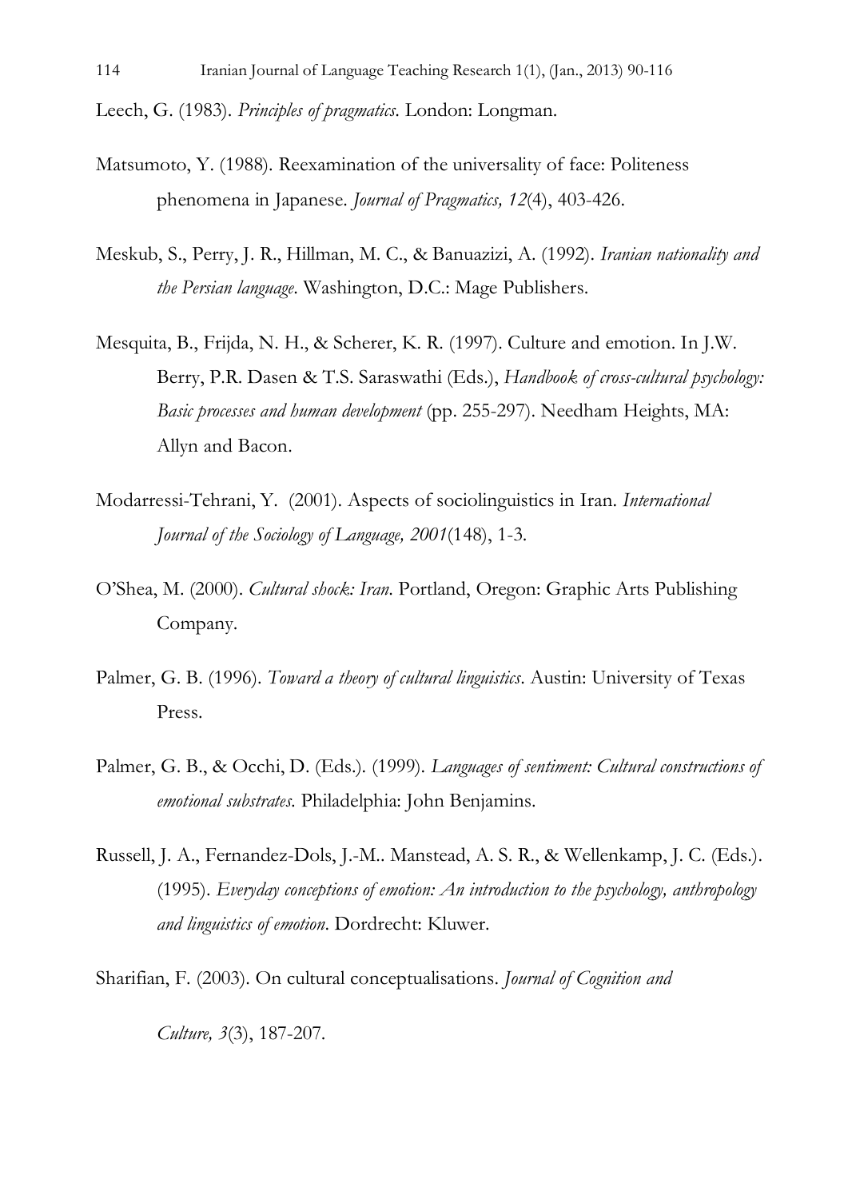Leech, G. (1983). *Principles of pragmatics*. London: Longman.

Matsumoto, Y. (1988). Reexamination of the universality of face: Politeness phenomena in Japanese. *Journal of Pragmatics, 12*(4), 403-426.

Meskub, S., Perry, J. R., Hillman, M. C., & Banuazizi, A. (1992). *Iranian nationality and the Persian language*. Washington, D.C.: Mage Publishers.

Mesquita, B., Frijda, N. H., & Scherer, K. R. (1997). Culture and emotion. In J.W. Berry, P.R. Dasen & T.S. Saraswathi (Eds.), *Handbook of cross-cultural psychology: Basic processes and human development* (pp. 255-297). Needham Heights, MA: Allyn and Bacon.

Modarressi-Tehrani, Y. (2001). Aspects of sociolinguistics in Iran. *International Journal of the Sociology of Language, 2001*(148), 1-3.

O'Shea, M. (2000). *Cultural shock: Iran*. Portland, Oregon: Graphic Arts Publishing Company.

Palmer, G. B. (1996). *Toward a theory of cultural linguistics*. Austin: University of Texas Press.

Palmer, G. B., & Occhi, D. (Eds.). (1999). *Languages of sentiment: Cultural constructions of emotional substrates*. Philadelphia: John Benjamins.

Russell, J. A., Fernandez-Dols, J.-M.. Manstead, A. S. R., & Wellenkamp, J. C. (Eds.). (1995). *Everyday conceptions of emotion: An introduction to the psychology, anthropology and linguistics of emotion*. Dordrecht: Kluwer.

Sharifian, F. (2003). On cultural conceptualisations. *Journal of Cognition and Culture, 3*(3), 187-207.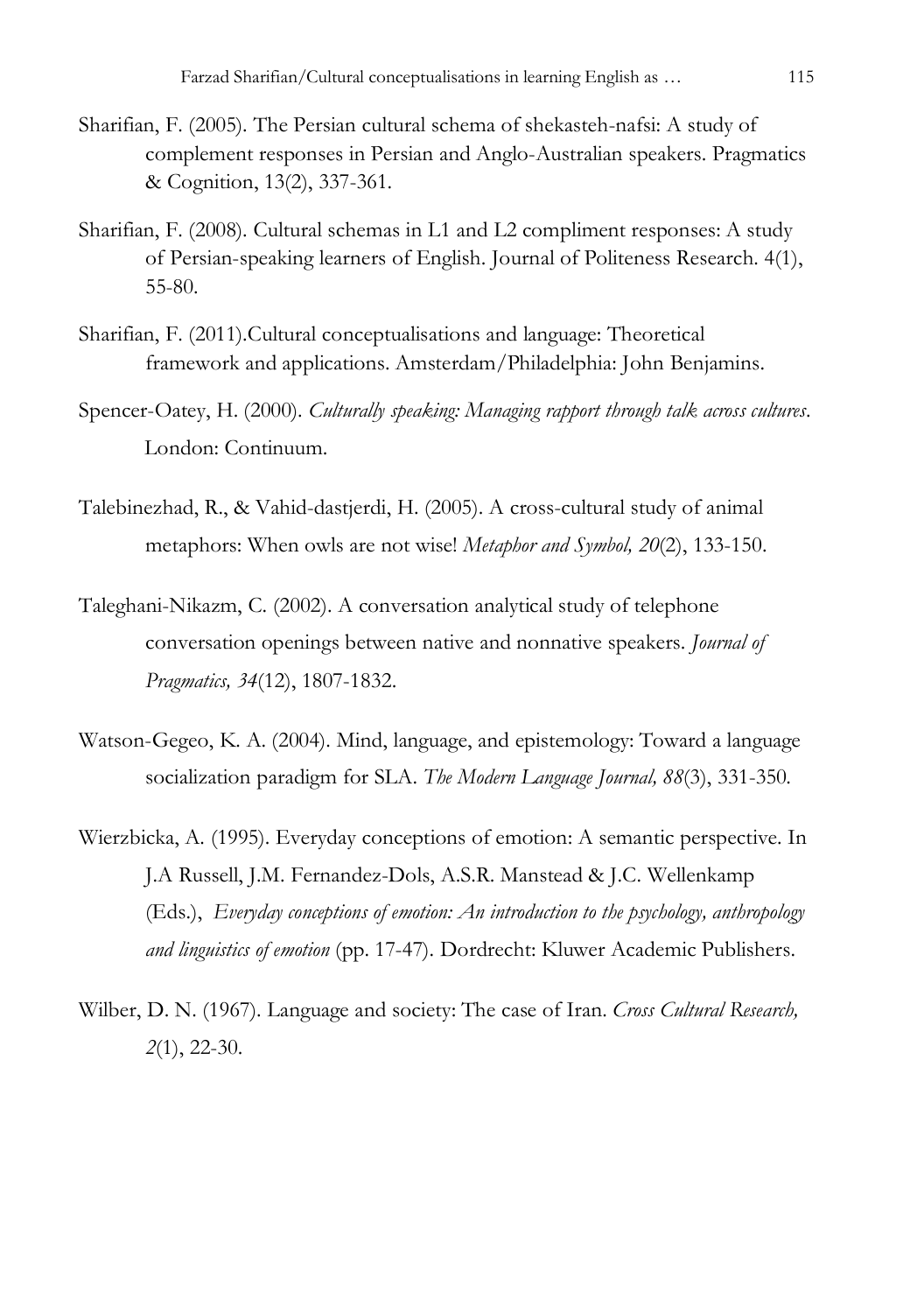Sharifian, F. (2005). The Persian cultural schema of shekasteh-nafsi: A study of complement responses in Persian and Anglo-Australian speakers. Pragmatics & Cognition, 13(2), 337-361.

Sharifian, F. (2008). Cultural schemas in L1 and L2 compliment responses: A study of Persian-speaking learners of English. Journal of Politeness Research. 4(1), 55-80.

Sharifian, F. (2011).Cultural conceptualisations and language: Theoretical framework and applications. Amsterdam/Philadelphia: John Benjamins.

Spencer-Oatey, H. (2000). *Culturally speaking: Managing rapport through talk across cultures*. London: Continuum.

Talebinezhad, R., & Vahid-dastjerdi, H. (2005). A cross-cultural study of animal metaphors: When owls are not wise! *Metaphor and Symbol, 20*(2), 133-150.

Taleghani-Nikazm, C. (2002). A conversation analytical study of telephone conversation openings between native and nonnative speakers. *Journal of Pragmatics, 34*(12), 1807-1832.

Watson-Gegeo, K. A. (2004). Mind, language, and epistemology: Toward a language socialization paradigm for SLA. *The Modern Language Journal, 88*(3), 331-350.

Wierzbicka, A. (1995). Everyday conceptions of emotion: A semantic perspective. In J.A Russell, J.M. Fernandez-Dols, A.S.R. Manstead & J.C. Wellenkamp (Eds.), *Everyday conceptions of emotion: An introduction to the psychology, anthropology and linguistics of emotion* (pp. 17-47). Dordrecht: Kluwer Academic Publishers.

Wilber, D. N. (1967). Language and society: The case of Iran. *Cross Cultural Research, 2*(1), 22-30.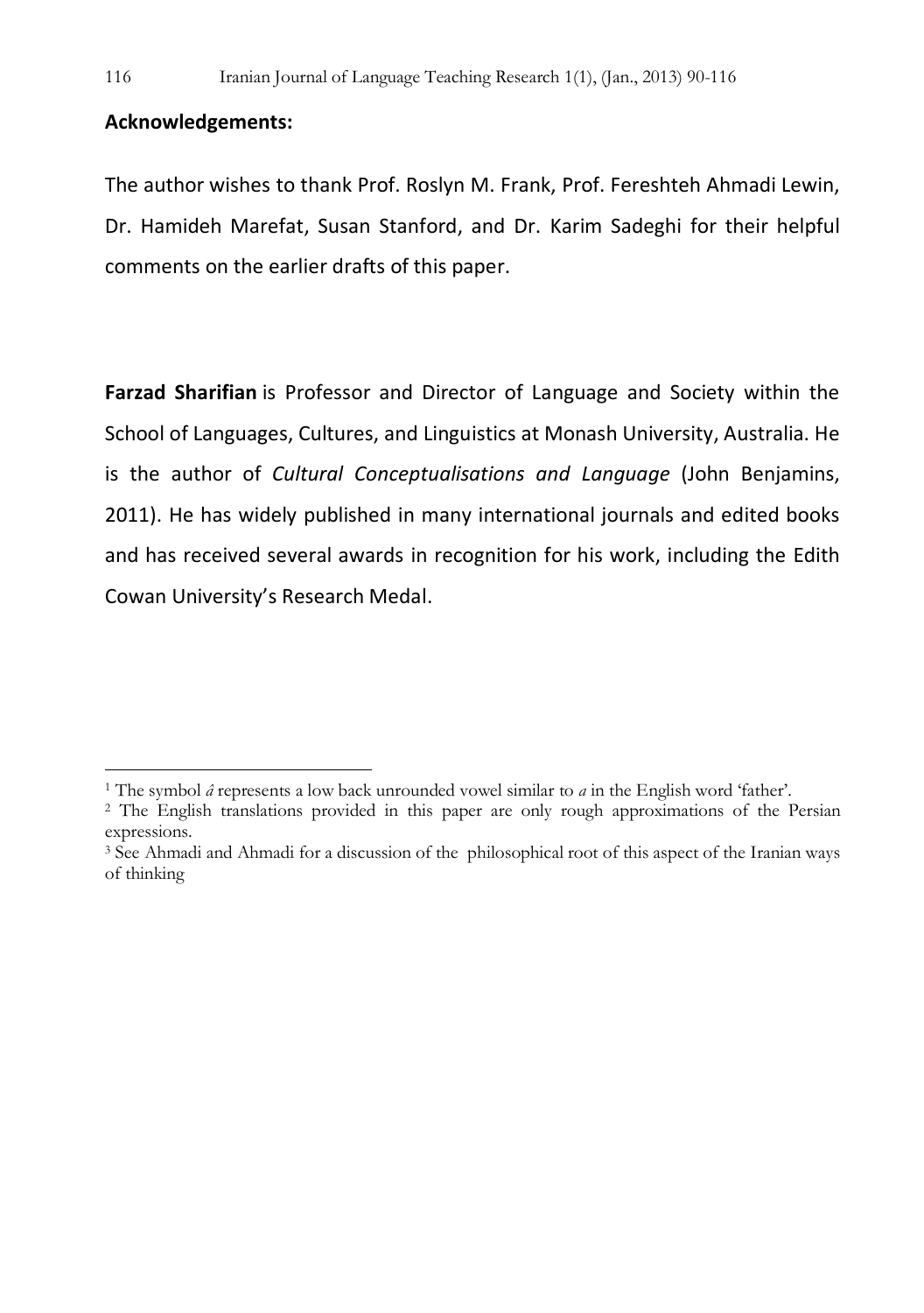## Acknowledgements:

The author wishes to thank Prof. Roslyn M. Frank, Prof. Fereshteh Ahmadi Lewin, Dr. Hamideh Marefat, Susan Stanford, and Dr. Karim Sadeghi for their helpful comments on the earlier drafts of this paper.

**Farzad Sharifian** is Professor and Director of Language and Society within the School of Languages, Cultures, and Linguistics at Monash University, Australia. He is the author of *Cultural Conceptualisations and Language* (John Benjamins, 2011). He has widely published in many international journals and edited books and has received several awards in recognition for his work, including the Edith Cowan University's Research Medal.

---

[1] The symbol *â* represents a low back unrounded vowel similar to *a* in the English word 'father'.

[2] The English translations provided in this paper are only rough approximations of the Persian expressions.

[3] See Ahmadi and Ahmadi for a discussion of the philosophical root of this aspect of the Iranian ways of thinking